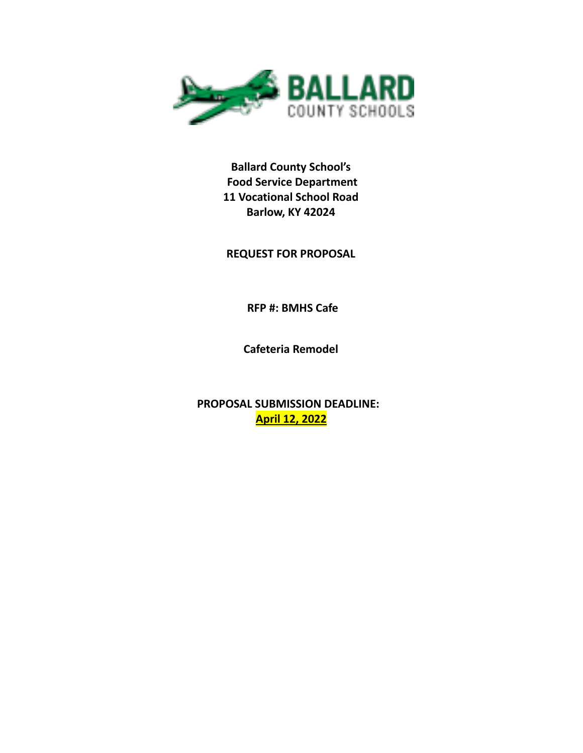BALLARD
COUNTY SCHOOLS

**Ballard County School's**
**Food Service Department**
**11 Vocational School Road**
**Barlow, KY 42024**

**REQUEST FOR PROPOSAL**

**RFP #: BMHS Cafe**

**Cafeteria Remodel**

**PROPOSAL SUBMISSION DEADLINE:**
**April 12, 2022**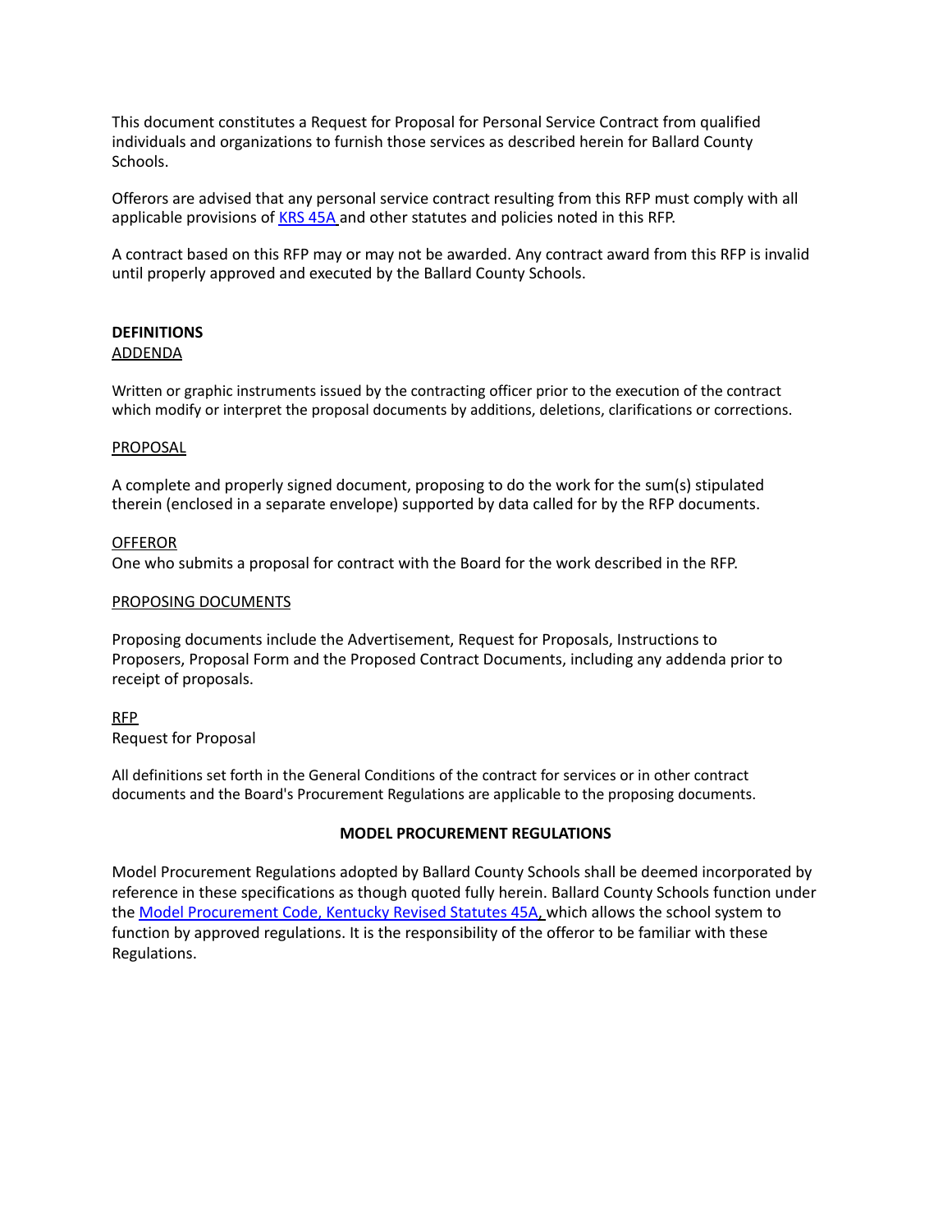This document constitutes a Request for Proposal for Personal Service Contract from qualified individuals and organizations to furnish those services as described herein for Ballard County Schools.

Offerors are advised that any personal service contract resulting from this RFP must comply with all applicable provisions of KRS 45A and other statutes and policies noted in this RFP.

A contract based on this RFP may or may not be awarded. Any contract award from this RFP is invalid until properly approved and executed by the Ballard County Schools.

**DEFINITIONS**

ADDENDA

Written or graphic instruments issued by the contracting officer prior to the execution of the contract which modify or interpret the proposal documents by additions, deletions, clarifications or corrections.

PROPOSAL

A complete and properly signed document, proposing to do the work for the sum(s) stipulated therein (enclosed in a separate envelope) supported by data called for by the RFP documents.

OFFEROR

One who submits a proposal for contract with the Board for the work described in the RFP.

PROPOSING DOCUMENTS

Proposing documents include the Advertisement, Request for Proposals, Instructions to Proposers, Proposal Form and the Proposed Contract Documents, including any addenda prior to receipt of proposals.

RFP

Request for Proposal

All definitions set forth in the General Conditions of the contract for services or in other contract documents and the Board's Procurement Regulations are applicable to the proposing documents.

**MODEL PROCUREMENT REGULATIONS**

Model Procurement Regulations adopted by Ballard County Schools shall be deemed incorporated by reference in these specifications as though quoted fully herein. Ballard County Schools function under the Model Procurement Code, Kentucky Revised Statutes 45A, which allows the school system to function by approved regulations. It is the responsibility of the offeror to be familiar with these Regulations.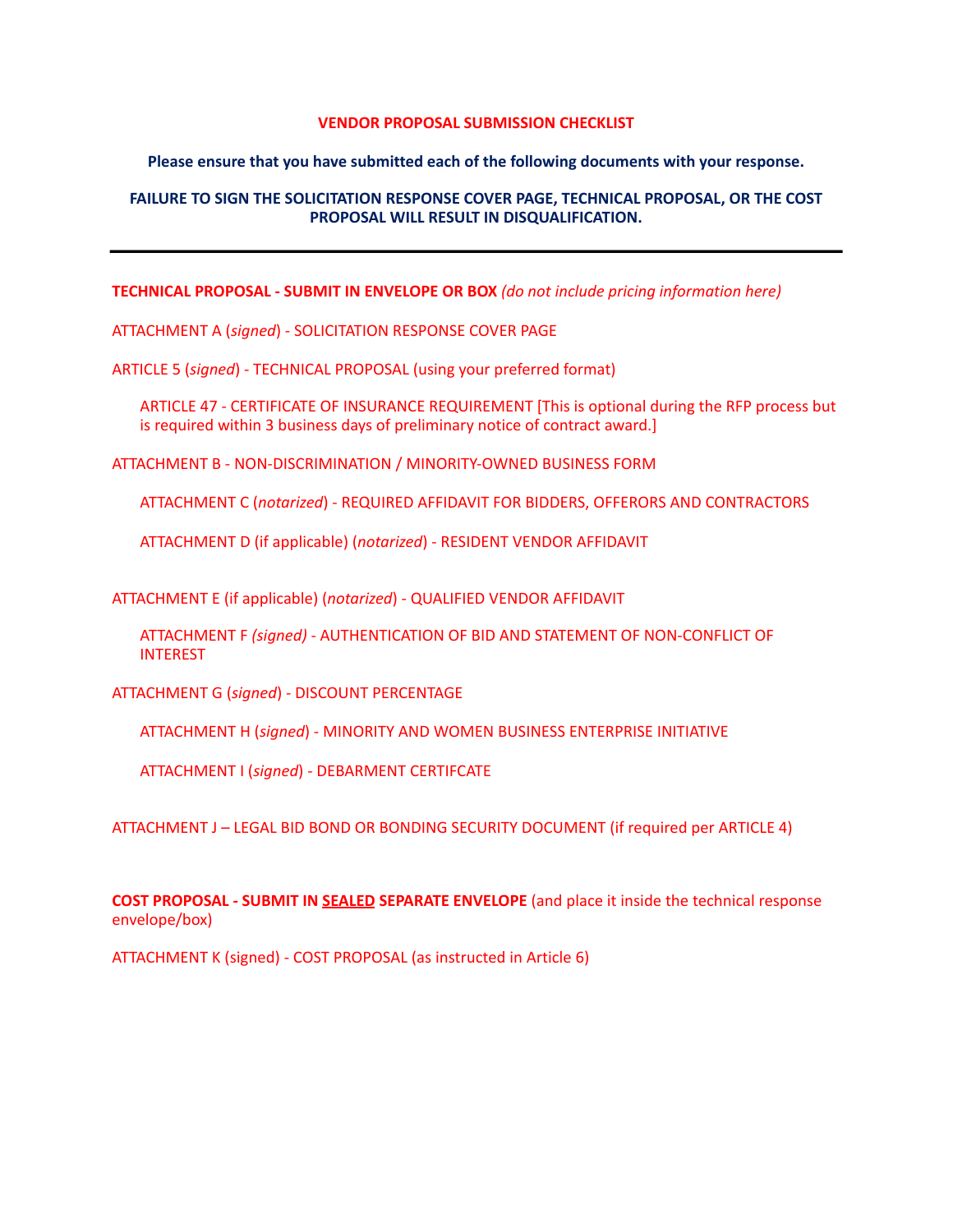# VENDOR PROPOSAL SUBMISSION CHECKLIST

**Please ensure that you have submitted each of the following documents with your response.**

**FAILURE TO SIGN THE SOLICITATION RESPONSE COVER PAGE, TECHNICAL PROPOSAL, OR THE COST PROPOSAL WILL RESULT IN DISQUALIFICATION.**

---

**TECHNICAL PROPOSAL - SUBMIT IN ENVELOPE OR BOX** *(do not include pricing information here)*

ATTACHMENT A (*signed*) - SOLICITATION RESPONSE COVER PAGE

ARTICLE 5 (*signed*) - TECHNICAL PROPOSAL (using your preferred format)

ARTICLE 47 - CERTIFICATE OF INSURANCE REQUIREMENT [This is optional during the RFP process but is required within 3 business days of preliminary notice of contract award.]

ATTACHMENT B - NON-DISCRIMINATION / MINORITY-OWNED BUSINESS FORM

ATTACHMENT C (*notarized*) - REQUIRED AFFIDAVIT FOR BIDDERS, OFFERORS AND CONTRACTORS

ATTACHMENT D (if applicable) (*notarized*) - RESIDENT VENDOR AFFIDAVIT

ATTACHMENT E (if applicable) (*notarized*) - QUALIFIED VENDOR AFFIDAVIT

ATTACHMENT F *(signed)* - AUTHENTICATION OF BID AND STATEMENT OF NON-CONFLICT OF INTEREST

ATTACHMENT G (*signed*) - DISCOUNT PERCENTAGE

ATTACHMENT H (*signed*) - MINORITY AND WOMEN BUSINESS ENTERPRISE INITIATIVE

ATTACHMENT I (*signed*) - DEBARMENT CERTIFCATE

ATTACHMENT J – LEGAL BID BOND OR BONDING SECURITY DOCUMENT (if required per ARTICLE 4)

**COST PROPOSAL - SUBMIT IN <u>SEALED</u> SEPARATE ENVELOPE** (and place it inside the technical response envelope/box)

ATTACHMENT K (signed) - COST PROPOSAL (as instructed in Article 6)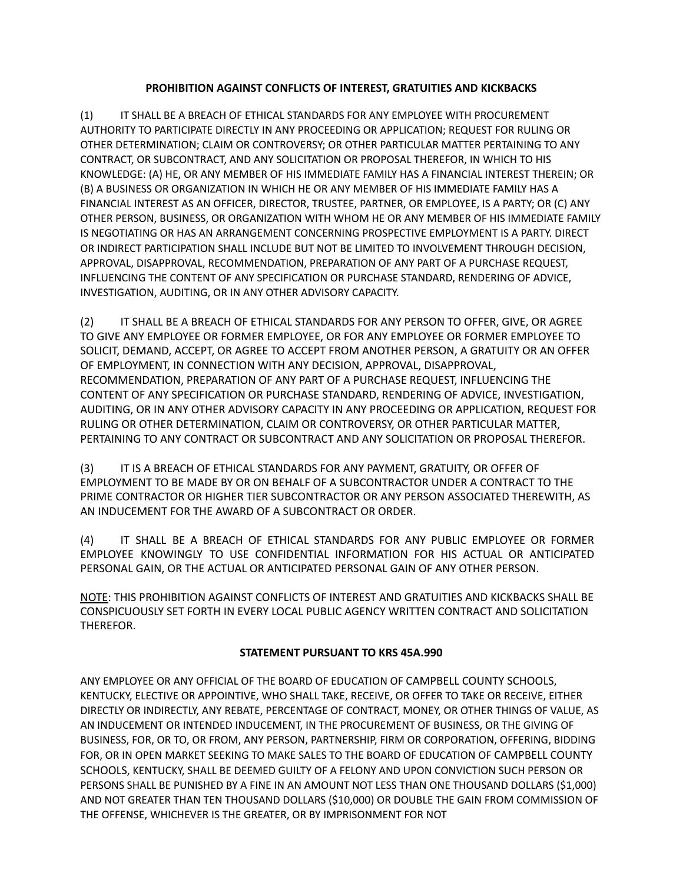**PROHIBITION AGAINST CONFLICTS OF INTEREST, GRATUITIES AND KICKBACKS**

(1) IT SHALL BE A BREACH OF ETHICAL STANDARDS FOR ANY EMPLOYEE WITH PROCUREMENT AUTHORITY TO PARTICIPATE DIRECTLY IN ANY PROCEEDING OR APPLICATION; REQUEST FOR RULING OR OTHER DETERMINATION; CLAIM OR CONTROVERSY; OR OTHER PARTICULAR MATTER PERTAINING TO ANY CONTRACT, OR SUBCONTRACT, AND ANY SOLICITATION OR PROPOSAL THEREFOR, IN WHICH TO HIS KNOWLEDGE: (A) HE, OR ANY MEMBER OF HIS IMMEDIATE FAMILY HAS A FINANCIAL INTEREST THEREIN; OR (B) A BUSINESS OR ORGANIZATION IN WHICH HE OR ANY MEMBER OF HIS IMMEDIATE FAMILY HAS A FINANCIAL INTEREST AS AN OFFICER, DIRECTOR, TRUSTEE, PARTNER, OR EMPLOYEE, IS A PARTY; OR (C) ANY OTHER PERSON, BUSINESS, OR ORGANIZATION WITH WHOM HE OR ANY MEMBER OF HIS IMMEDIATE FAMILY IS NEGOTIATING OR HAS AN ARRANGEMENT CONCERNING PROSPECTIVE EMPLOYMENT IS A PARTY. DIRECT OR INDIRECT PARTICIPATION SHALL INCLUDE BUT NOT BE LIMITED TO INVOLVEMENT THROUGH DECISION, APPROVAL, DISAPPROVAL, RECOMMENDATION, PREPARATION OF ANY PART OF A PURCHASE REQUEST, INFLUENCING THE CONTENT OF ANY SPECIFICATION OR PURCHASE STANDARD, RENDERING OF ADVICE, INVESTIGATION, AUDITING, OR IN ANY OTHER ADVISORY CAPACITY.

(2) IT SHALL BE A BREACH OF ETHICAL STANDARDS FOR ANY PERSON TO OFFER, GIVE, OR AGREE TO GIVE ANY EMPLOYEE OR FORMER EMPLOYEE, OR FOR ANY EMPLOYEE OR FORMER EMPLOYEE TO SOLICIT, DEMAND, ACCEPT, OR AGREE TO ACCEPT FROM ANOTHER PERSON, A GRATUITY OR AN OFFER OF EMPLOYMENT, IN CONNECTION WITH ANY DECISION, APPROVAL, DISAPPROVAL, RECOMMENDATION, PREPARATION OF ANY PART OF A PURCHASE REQUEST, INFLUENCING THE CONTENT OF ANY SPECIFICATION OR PURCHASE STANDARD, RENDERING OF ADVICE, INVESTIGATION, AUDITING, OR IN ANY OTHER ADVISORY CAPACITY IN ANY PROCEEDING OR APPLICATION, REQUEST FOR RULING OR OTHER DETERMINATION, CLAIM OR CONTROVERSY, OR OTHER PARTICULAR MATTER, PERTAINING TO ANY CONTRACT OR SUBCONTRACT AND ANY SOLICITATION OR PROPOSAL THEREFOR.

(3) IT IS A BREACH OF ETHICAL STANDARDS FOR ANY PAYMENT, GRATUITY, OR OFFER OF EMPLOYMENT TO BE MADE BY OR ON BEHALF OF A SUBCONTRACTOR UNDER A CONTRACT TO THE PRIME CONTRACTOR OR HIGHER TIER SUBCONTRACTOR OR ANY PERSON ASSOCIATED THEREWITH, AS AN INDUCEMENT FOR THE AWARD OF A SUBCONTRACT OR ORDER.

(4) IT SHALL BE A BREACH OF ETHICAL STANDARDS FOR ANY PUBLIC EMPLOYEE OR FORMER EMPLOYEE KNOWINGLY TO USE CONFIDENTIAL INFORMATION FOR HIS ACTUAL OR ANTICIPATED PERSONAL GAIN, OR THE ACTUAL OR ANTICIPATED PERSONAL GAIN OF ANY OTHER PERSON.

NOTE: THIS PROHIBITION AGAINST CONFLICTS OF INTEREST AND GRATUITIES AND KICKBACKS SHALL BE CONSPICUOUSLY SET FORTH IN EVERY LOCAL PUBLIC AGENCY WRITTEN CONTRACT AND SOLICITATION THEREFOR.

**STATEMENT PURSUANT TO KRS 45A.990**

ANY EMPLOYEE OR ANY OFFICIAL OF THE BOARD OF EDUCATION OF CAMPBELL COUNTY SCHOOLS, KENTUCKY, ELECTIVE OR APPOINTIVE, WHO SHALL TAKE, RECEIVE, OR OFFER TO TAKE OR RECEIVE, EITHER DIRECTLY OR INDIRECTLY, ANY REBATE, PERCENTAGE OF CONTRACT, MONEY, OR OTHER THINGS OF VALUE, AS AN INDUCEMENT OR INTENDED INDUCEMENT, IN THE PROCUREMENT OF BUSINESS, OR THE GIVING OF BUSINESS, FOR, OR TO, OR FROM, ANY PERSON, PARTNERSHIP, FIRM OR CORPORATION, OFFERING, BIDDING FOR, OR IN OPEN MARKET SEEKING TO MAKE SALES TO THE BOARD OF EDUCATION OF CAMPBELL COUNTY SCHOOLS, KENTUCKY, SHALL BE DEEMED GUILTY OF A FELONY AND UPON CONVICTION SUCH PERSON OR PERSONS SHALL BE PUNISHED BY A FINE IN AN AMOUNT NOT LESS THAN ONE THOUSAND DOLLARS ($1,000) AND NOT GREATER THAN TEN THOUSAND DOLLARS ($10,000) OR DOUBLE THE GAIN FROM COMMISSION OF THE OFFENSE, WHICHEVER IS THE GREATER, OR BY IMPRISONMENT FOR NOT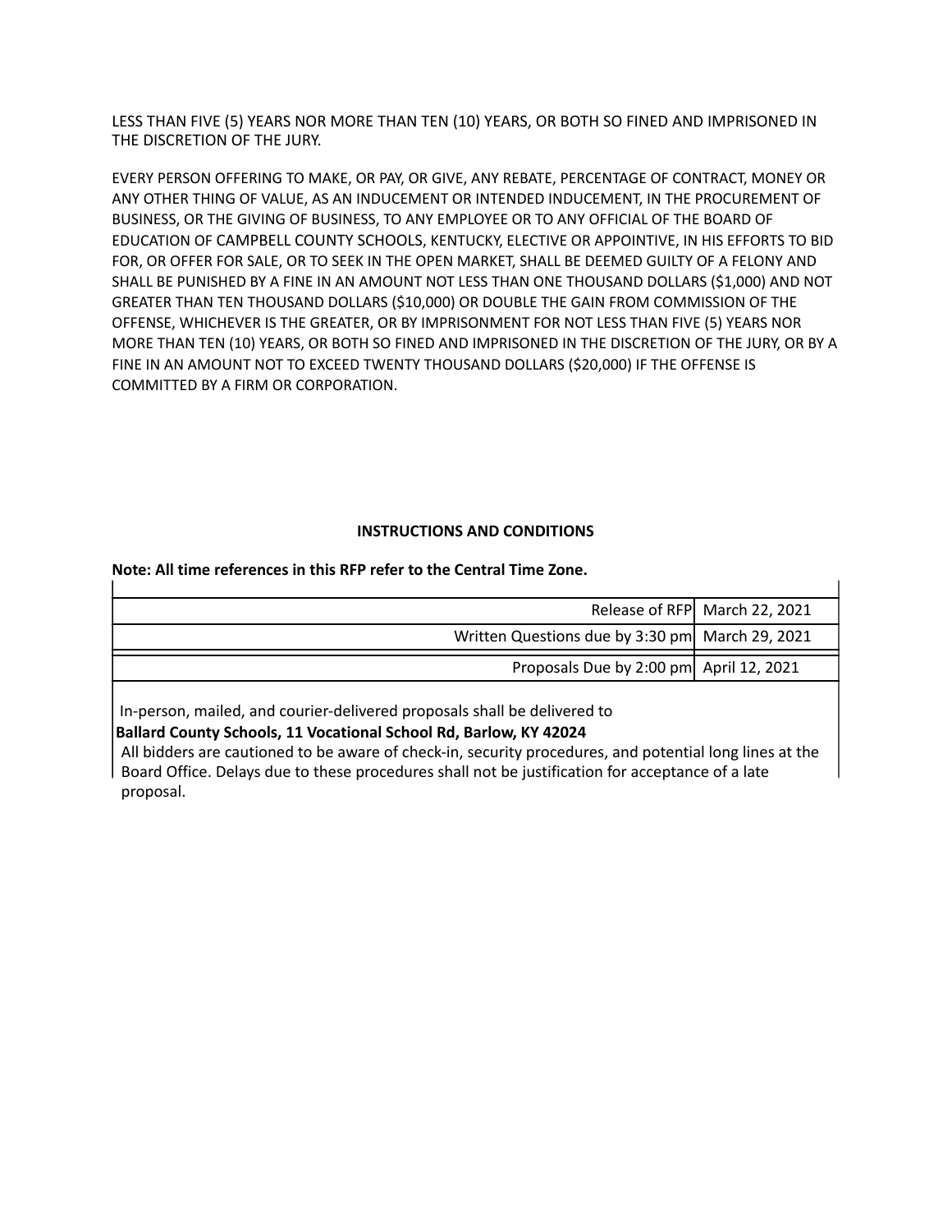LESS THAN FIVE (5) YEARS NOR MORE THAN TEN (10) YEARS, OR BOTH SO FINED AND IMPRISONED IN THE DISCRETION OF THE JURY.

EVERY PERSON OFFERING TO MAKE, OR PAY, OR GIVE, ANY REBATE, PERCENTAGE OF CONTRACT, MONEY OR ANY OTHER THING OF VALUE, AS AN INDUCEMENT OR INTENDED INDUCEMENT, IN THE PROCUREMENT OF BUSINESS, OR THE GIVING OF BUSINESS, TO ANY EMPLOYEE OR TO ANY OFFICIAL OF THE BOARD OF EDUCATION OF CAMPBELL COUNTY SCHOOLS, KENTUCKY, ELECTIVE OR APPOINTIVE, IN HIS EFFORTS TO BID FOR, OR OFFER FOR SALE, OR TO SEEK IN THE OPEN MARKET, SHALL BE DEEMED GUILTY OF A FELONY AND SHALL BE PUNISHED BY A FINE IN AN AMOUNT NOT LESS THAN ONE THOUSAND DOLLARS ($1,000) AND NOT GREATER THAN TEN THOUSAND DOLLARS ($10,000) OR DOUBLE THE GAIN FROM COMMISSION OF THE OFFENSE, WHICHEVER IS THE GREATER, OR BY IMPRISONMENT FOR NOT LESS THAN FIVE (5) YEARS NOR MORE THAN TEN (10) YEARS, OR BOTH SO FINED AND IMPRISONED IN THE DISCRETION OF THE JURY, OR BY A FINE IN AN AMOUNT NOT TO EXCEED TWENTY THOUSAND DOLLARS ($20,000) IF THE OFFENSE IS COMMITTED BY A FIRM OR CORPORATION.

## INSTRUCTIONS AND CONDITIONS

**Note: All time references in this RFP refer to the Central Time Zone.**

| | |
|---|---|
| Release of RFP | March 22, 2021 |
| Written Questions due by 3:30 pm | March 29, 2021 |
| Proposals Due by 2:00 pm | April 12, 2021 |

In-person, mailed, and courier-delivered proposals shall be delivered to

**Ballard County Schools, 11 Vocational School Rd, Barlow, KY 42024**

All bidders are cautioned to be aware of check-in, security procedures, and potential long lines at the Board Office. Delays due to these procedures shall not be justification for acceptance of a late proposal.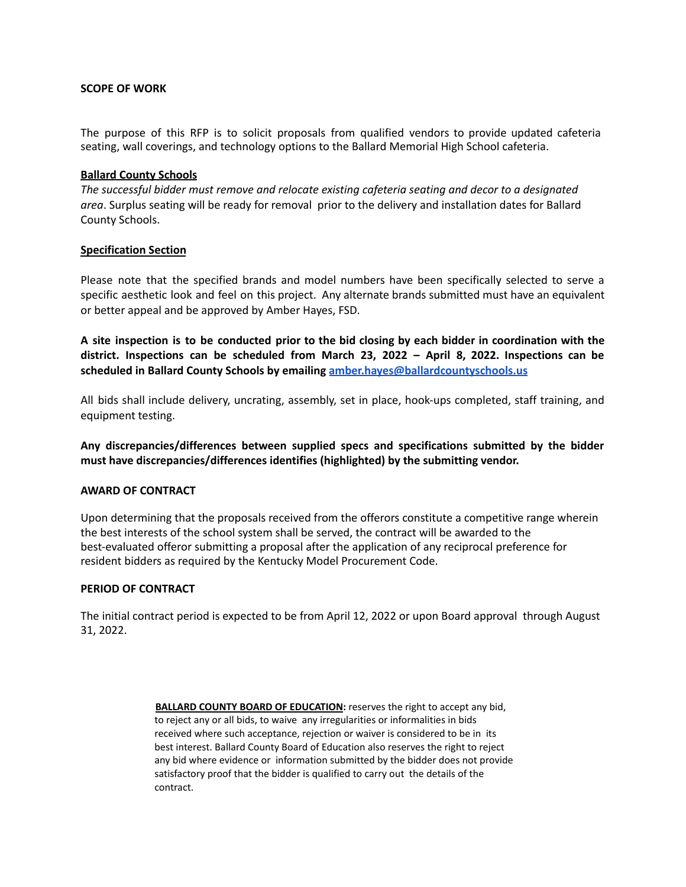**SCOPE OF WORK**

The purpose of this RFP is to solicit proposals from qualified vendors to provide updated cafeteria seating, wall coverings, and technology options to the Ballard Memorial High School cafeteria.

**<u>Ballard County Schools</u>**

*The successful bidder must remove and relocate existing cafeteria seating and decor to a designated area*. Surplus seating will be ready for removal prior to the delivery and installation dates for Ballard County Schools.

**<u>Specification Section</u>**

Please note that the specified brands and model numbers have been specifically selected to serve a specific aesthetic look and feel on this project. Any alternate brands submitted must have an equivalent or better appeal and be approved by Amber Hayes, FSD.

**A site inspection is to be conducted prior to the bid closing by each bidder in coordination with the district. Inspections can be scheduled from March 23, 2022 – April 8, 2022. Inspections can be scheduled in Ballard County Schools by emailing [amber.hayes@ballardcountyschools.us](mailto:amber.hayes@ballardcountyschools.us)**

All bids shall include delivery, uncrating, assembly, set in place, hook-ups completed, staff training, and equipment testing.

**Any discrepancies/differences between supplied specs and specifications submitted by the bidder must have discrepancies/differences identifies (highlighted) by the submitting vendor.**

**AWARD OF CONTRACT**

Upon determining that the proposals received from the offerors constitute a competitive range wherein the best interests of the school system shall be served, the contract will be awarded to the best-evaluated offeror submitting a proposal after the application of any reciprocal preference for resident bidders as required by the Kentucky Model Procurement Code.

**PERIOD OF CONTRACT**

The initial contract period is expected to be from April 12, 2022 or upon Board approval through August 31, 2022.

**<u>BALLARD COUNTY BOARD OF EDUCATION</u>:** reserves the right to accept any bid, to reject any or all bids, to waive any irregularities or informalities in bids received where such acceptance, rejection or waiver is considered to be in its best interest. Ballard County Board of Education also reserves the right to reject any bid where evidence or information submitted by the bidder does not provide satisfactory proof that the bidder is qualified to carry out the details of the contract.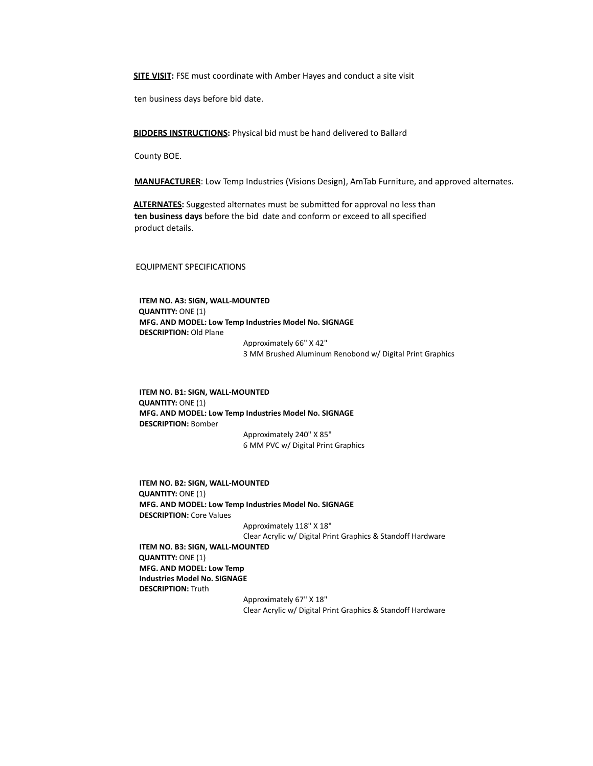**<u>SITE VISIT</u>:** FSE must coordinate with Amber Hayes and conduct a site visit

ten business days before bid date.

**<u>BIDDERS INSTRUCTIONS</u>:** Physical bid must be hand delivered to Ballard

County BOE.

**<u>MANUFACTURER</u>**: Low Temp Industries (Visions Design), AmTab Furniture, and approved alternates.

**<u>ALTERNATES</u>:** Suggested alternates must be submitted for approval no less than **ten business days** before the bid date and conform or exceed to all specified product details.

EQUIPMENT SPECIFICATIONS

**ITEM NO. A3: SIGN, WALL-MOUNTED**
**QUANTITY:** ONE (1)
**MFG. AND MODEL: Low Temp Industries Model No. SIGNAGE**
**DESCRIPTION:** Old Plane

Approximately 66" X 42"
3 MM Brushed Aluminum Renobond w/ Digital Print Graphics

**ITEM NO. B1: SIGN, WALL-MOUNTED**
**QUANTITY:** ONE (1)
**MFG. AND MODEL: Low Temp Industries Model No. SIGNAGE**
**DESCRIPTION:** Bomber

Approximately 240" X 85"
6 MM PVC w/ Digital Print Graphics

**ITEM NO. B2: SIGN, WALL-MOUNTED**
**QUANTITY:** ONE (1)
**MFG. AND MODEL: Low Temp Industries Model No. SIGNAGE**
**DESCRIPTION:** Core Values

Approximately 118" X 18"
Clear Acrylic w/ Digital Print Graphics & Standoff Hardware

**ITEM NO. B3: SIGN, WALL-MOUNTED**
**QUANTITY:** ONE (1)
**MFG. AND MODEL: Low Temp Industries Model No. SIGNAGE**
**DESCRIPTION:** Truth

Approximately 67" X 18"
Clear Acrylic w/ Digital Print Graphics & Standoff Hardware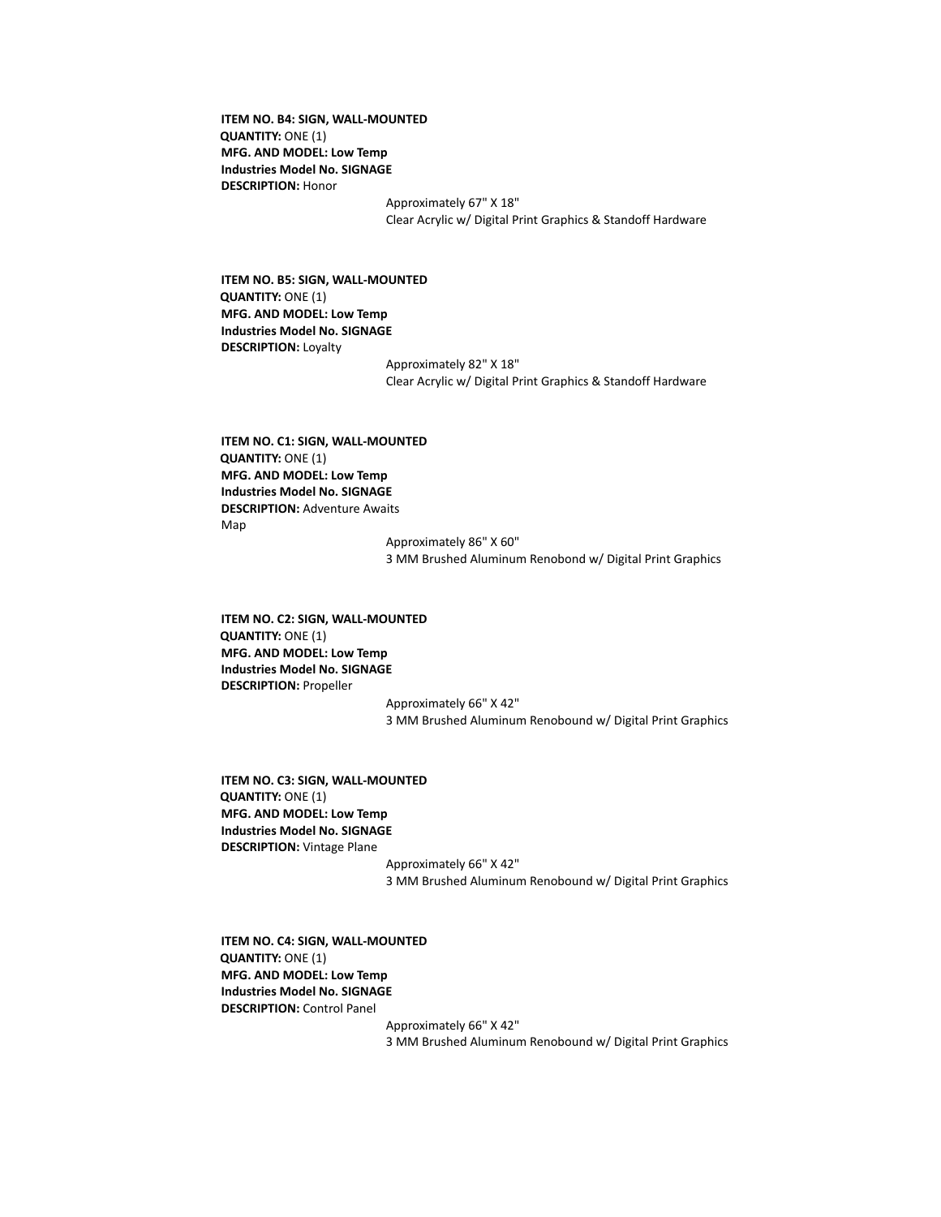**ITEM NO. B4: SIGN, WALL-MOUNTED**
**QUANTITY:** ONE (1)
**MFG. AND MODEL: Low Temp Industries Model No. SIGNAGE**
**DESCRIPTION:** Honor

Approximately 67" X 18"
Clear Acrylic w/ Digital Print Graphics & Standoff Hardware

**ITEM NO. B5: SIGN, WALL-MOUNTED**
**QUANTITY:** ONE (1)
**MFG. AND MODEL: Low Temp Industries Model No. SIGNAGE**
**DESCRIPTION:** Loyalty

Approximately 82" X 18"
Clear Acrylic w/ Digital Print Graphics & Standoff Hardware

**ITEM NO. C1: SIGN, WALL-MOUNTED**
**QUANTITY:** ONE (1)
**MFG. AND MODEL: Low Temp Industries Model No. SIGNAGE**
**DESCRIPTION:** Adventure Awaits Map

Approximately 86" X 60"
3 MM Brushed Aluminum Renobond w/ Digital Print Graphics

**ITEM NO. C2: SIGN, WALL-MOUNTED**
**QUANTITY:** ONE (1)
**MFG. AND MODEL: Low Temp Industries Model No. SIGNAGE**
**DESCRIPTION:** Propeller

Approximately 66" X 42"
3 MM Brushed Aluminum Renobound w/ Digital Print Graphics

**ITEM NO. C3: SIGN, WALL-MOUNTED**
**QUANTITY:** ONE (1)
**MFG. AND MODEL: Low Temp Industries Model No. SIGNAGE**
**DESCRIPTION:** Vintage Plane

Approximately 66" X 42"
3 MM Brushed Aluminum Renobound w/ Digital Print Graphics

**ITEM NO. C4: SIGN, WALL-MOUNTED**
**QUANTITY:** ONE (1)
**MFG. AND MODEL: Low Temp Industries Model No. SIGNAGE**
**DESCRIPTION:** Control Panel

Approximately 66" X 42"
3 MM Brushed Aluminum Renobound w/ Digital Print Graphics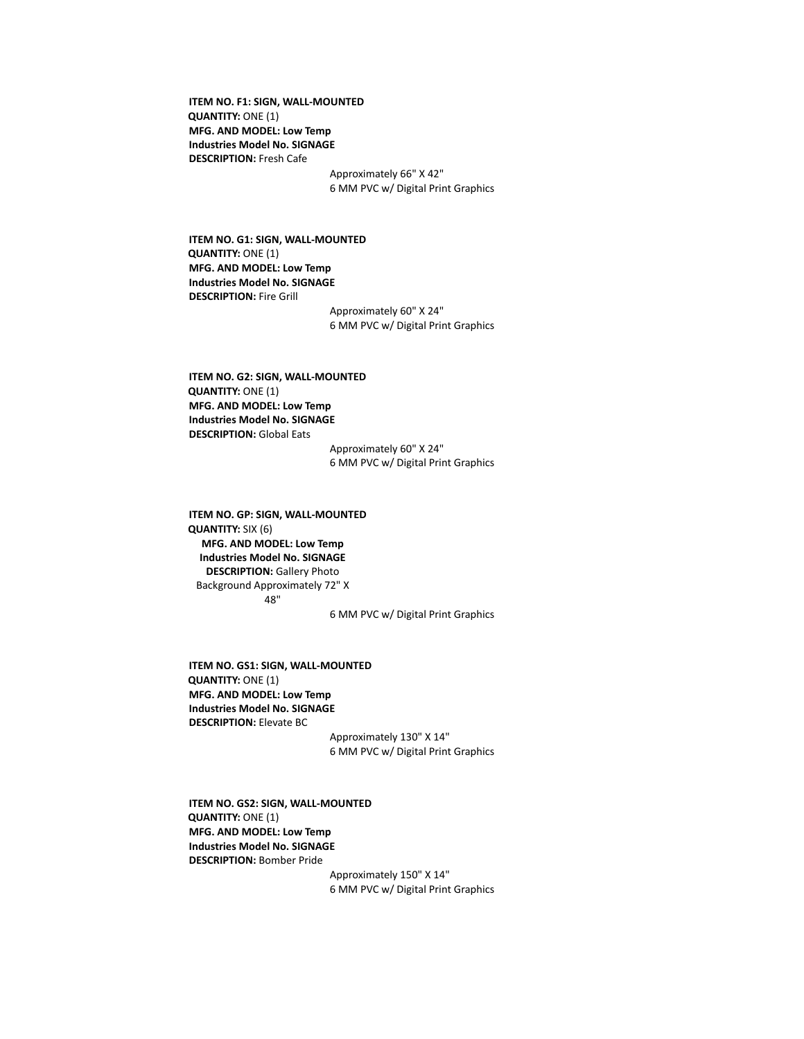**ITEM NO. F1: SIGN, WALL-MOUNTED**
**QUANTITY:** ONE (1)
**MFG. AND MODEL: Low Temp Industries Model No. SIGNAGE**
**DESCRIPTION:** Fresh Cafe

Approximately 66" X 42"
6 MM PVC w/ Digital Print Graphics

**ITEM NO. G1: SIGN, WALL-MOUNTED**
**QUANTITY:** ONE (1)
**MFG. AND MODEL: Low Temp Industries Model No. SIGNAGE**
**DESCRIPTION:** Fire Grill

Approximately 60" X 24"
6 MM PVC w/ Digital Print Graphics

**ITEM NO. G2: SIGN, WALL-MOUNTED**
**QUANTITY:** ONE (1)
**MFG. AND MODEL: Low Temp Industries Model No. SIGNAGE**
**DESCRIPTION:** Global Eats

Approximately 60" X 24"
6 MM PVC w/ Digital Print Graphics

**ITEM NO. GP: SIGN, WALL-MOUNTED**
**QUANTITY:** SIX (6)
**MFG. AND MODEL: Low Temp Industries Model No. SIGNAGE**
**DESCRIPTION:** Gallery Photo Background Approximately 72" X 48"

6 MM PVC w/ Digital Print Graphics

**ITEM NO. GS1: SIGN, WALL-MOUNTED**
**QUANTITY:** ONE (1)
**MFG. AND MODEL: Low Temp Industries Model No. SIGNAGE**
**DESCRIPTION:** Elevate BC

Approximately 130" X 14"
6 MM PVC w/ Digital Print Graphics

**ITEM NO. GS2: SIGN, WALL-MOUNTED**
**QUANTITY:** ONE (1)
**MFG. AND MODEL: Low Temp Industries Model No. SIGNAGE**
**DESCRIPTION:** Bomber Pride

Approximately 150" X 14"
6 MM PVC w/ Digital Print Graphics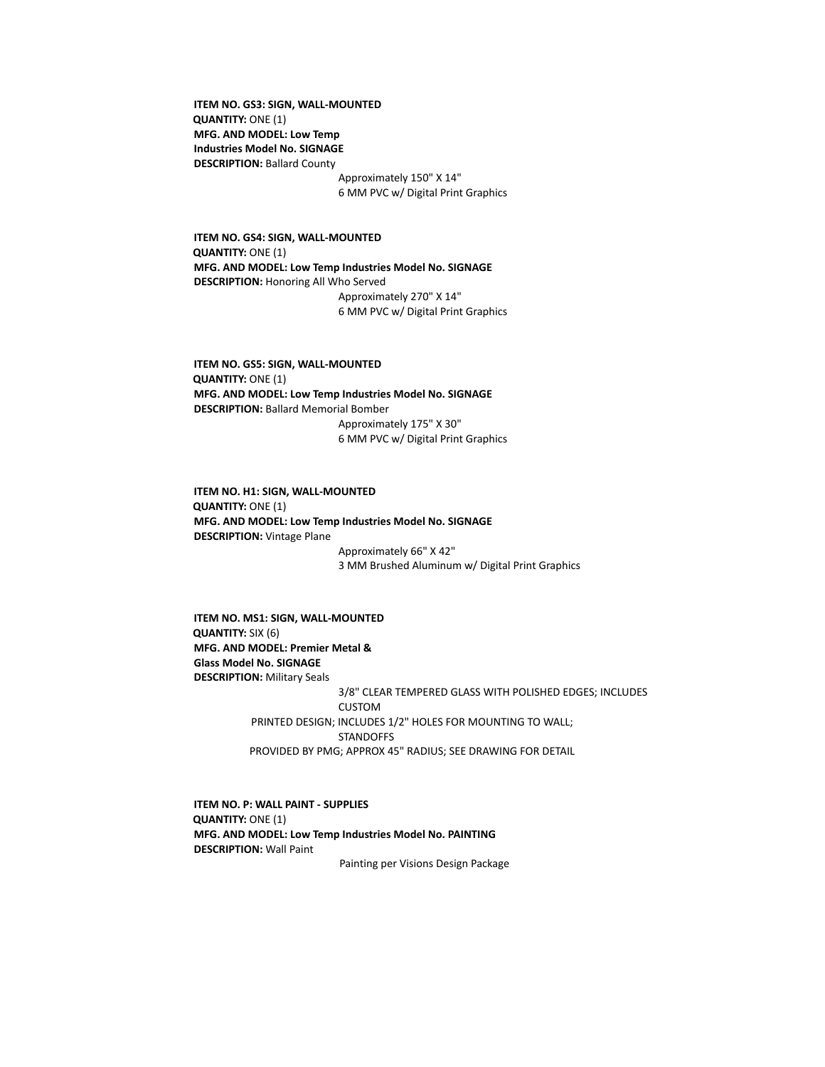**ITEM NO. GS3: SIGN, WALL-MOUNTED**
**QUANTITY:** ONE (1)
**MFG. AND MODEL: Low Temp Industries Model No. SIGNAGE**
**DESCRIPTION:** Ballard County

Approximately 150" X 14"
6 MM PVC w/ Digital Print Graphics

**ITEM NO. GS4: SIGN, WALL-MOUNTED**
**QUANTITY:** ONE (1)
**MFG. AND MODEL: Low Temp Industries Model No. SIGNAGE**
**DESCRIPTION:** Honoring All Who Served

Approximately 270" X 14"
6 MM PVC w/ Digital Print Graphics

**ITEM NO. GS5: SIGN, WALL-MOUNTED**
**QUANTITY:** ONE (1)
**MFG. AND MODEL: Low Temp Industries Model No. SIGNAGE**
**DESCRIPTION:** Ballard Memorial Bomber

Approximately 175" X 30"
6 MM PVC w/ Digital Print Graphics

**ITEM NO. H1: SIGN, WALL-MOUNTED**
**QUANTITY:** ONE (1)
**MFG. AND MODEL: Low Temp Industries Model No. SIGNAGE**
**DESCRIPTION:** Vintage Plane

Approximately 66" X 42"
3 MM Brushed Aluminum w/ Digital Print Graphics

**ITEM NO. MS1: SIGN, WALL-MOUNTED**
**QUANTITY:** SIX (6)
**MFG. AND MODEL: Premier Metal & Glass Model No. SIGNAGE**
**DESCRIPTION:** Military Seals

3/8" CLEAR TEMPERED GLASS WITH POLISHED EDGES; INCLUDES CUSTOM
PRINTED DESIGN; INCLUDES 1/2" HOLES FOR MOUNTING TO WALL; STANDOFFS
PROVIDED BY PMG; APPROX 45" RADIUS; SEE DRAWING FOR DETAIL

**ITEM NO. P: WALL PAINT - SUPPLIES**
**QUANTITY:** ONE (1)
**MFG. AND MODEL: Low Temp Industries Model No. PAINTING**
**DESCRIPTION:** Wall Paint

Painting per Visions Design Package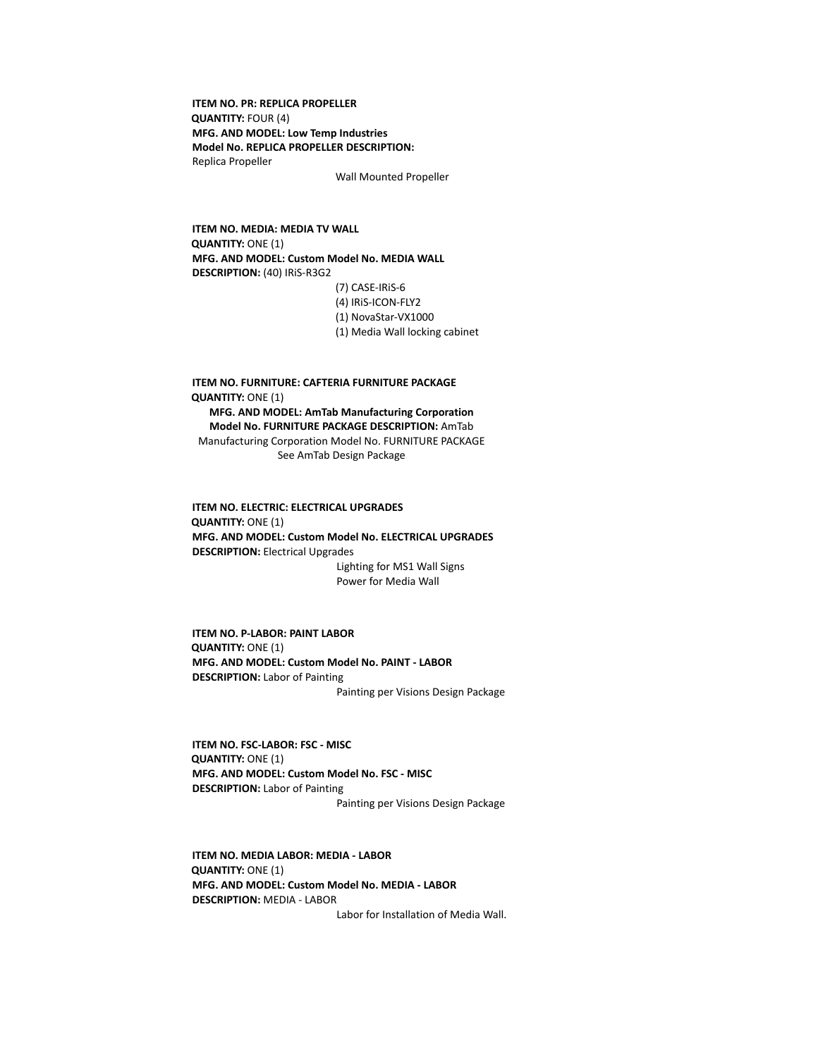**ITEM NO. PR: REPLICA PROPELLER**
**QUANTITY:** FOUR (4)
**MFG. AND MODEL: Low Temp Industries**
**Model No. REPLICA PROPELLER DESCRIPTION:**
Replica Propeller

Wall Mounted Propeller

**ITEM NO. MEDIA: MEDIA TV WALL**
**QUANTITY:** ONE (1)
**MFG. AND MODEL: Custom Model No. MEDIA WALL**
**DESCRIPTION:** (40) IRiS-R3G2

(7) CASE-IRiS-6
(4) IRiS-ICON-FLY2
(1) NovaStar-VX1000
(1) Media Wall locking cabinet

**ITEM NO. FURNITURE: CAFTERIA FURNITURE PACKAGE**
**QUANTITY:** ONE (1)
**MFG. AND MODEL: AmTab Manufacturing Corporation**
**Model No. FURNITURE PACKAGE DESCRIPTION:** AmTab Manufacturing Corporation Model No. FURNITURE PACKAGE
See AmTab Design Package

**ITEM NO. ELECTRIC: ELECTRICAL UPGRADES**
**QUANTITY:** ONE (1)
**MFG. AND MODEL: Custom Model No. ELECTRICAL UPGRADES**
**DESCRIPTION:** Electrical Upgrades

Lighting for MS1 Wall Signs
Power for Media Wall

**ITEM NO. P-LABOR: PAINT LABOR**
**QUANTITY:** ONE (1)
**MFG. AND MODEL: Custom Model No. PAINT - LABOR**
**DESCRIPTION:** Labor of Painting

Painting per Visions Design Package

**ITEM NO. FSC-LABOR: FSC - MISC**
**QUANTITY:** ONE (1)
**MFG. AND MODEL: Custom Model No. FSC - MISC**
**DESCRIPTION:** Labor of Painting

Painting per Visions Design Package

**ITEM NO. MEDIA LABOR: MEDIA - LABOR**
**QUANTITY:** ONE (1)
**MFG. AND MODEL: Custom Model No. MEDIA - LABOR**
**DESCRIPTION:** MEDIA - LABOR

Labor for Installation of Media Wall.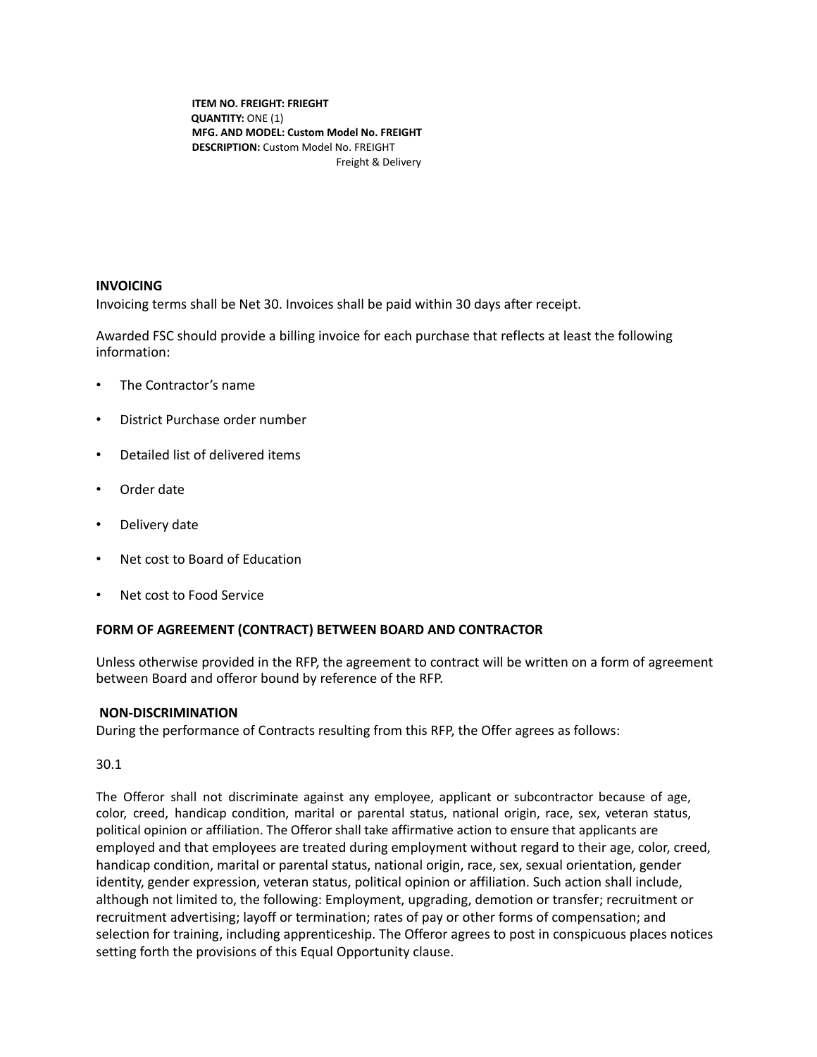**ITEM NO. FREIGHT: FRIEGHT**
**QUANTITY:** ONE (1)
**MFG. AND MODEL: Custom Model No. FREIGHT**
**DESCRIPTION:** Custom Model No. FREIGHT
Freight & Delivery

**INVOICING**

Invoicing terms shall be Net 30. Invoices shall be paid within 30 days after receipt.

Awarded FSC should provide a billing invoice for each purchase that reflects at least the following information:

- The Contractor's name
- District Purchase order number
- Detailed list of delivered items
- Order date
- Delivery date
- Net cost to Board of Education
- Net cost to Food Service

**FORM OF AGREEMENT (CONTRACT) BETWEEN BOARD AND CONTRACTOR**

Unless otherwise provided in the RFP, the agreement to contract will be written on a form of agreement between Board and offeror bound by reference of the RFP.

**NON-DISCRIMINATION**

During the performance of Contracts resulting from this RFP, the Offer agrees as follows:

30.1

The Offeror shall not discriminate against any employee, applicant or subcontractor because of age, color, creed, handicap condition, marital or parental status, national origin, race, sex, veteran status, political opinion or affiliation. The Offeror shall take affirmative action to ensure that applicants are employed and that employees are treated during employment without regard to their age, color, creed, handicap condition, marital or parental status, national origin, race, sex, sexual orientation, gender identity, gender expression, veteran status, political opinion or affiliation. Such action shall include, although not limited to, the following: Employment, upgrading, demotion or transfer; recruitment or recruitment advertising; layoff or termination; rates of pay or other forms of compensation; and selection for training, including apprenticeship. The Offeror agrees to post in conspicuous places notices setting forth the provisions of this Equal Opportunity clause.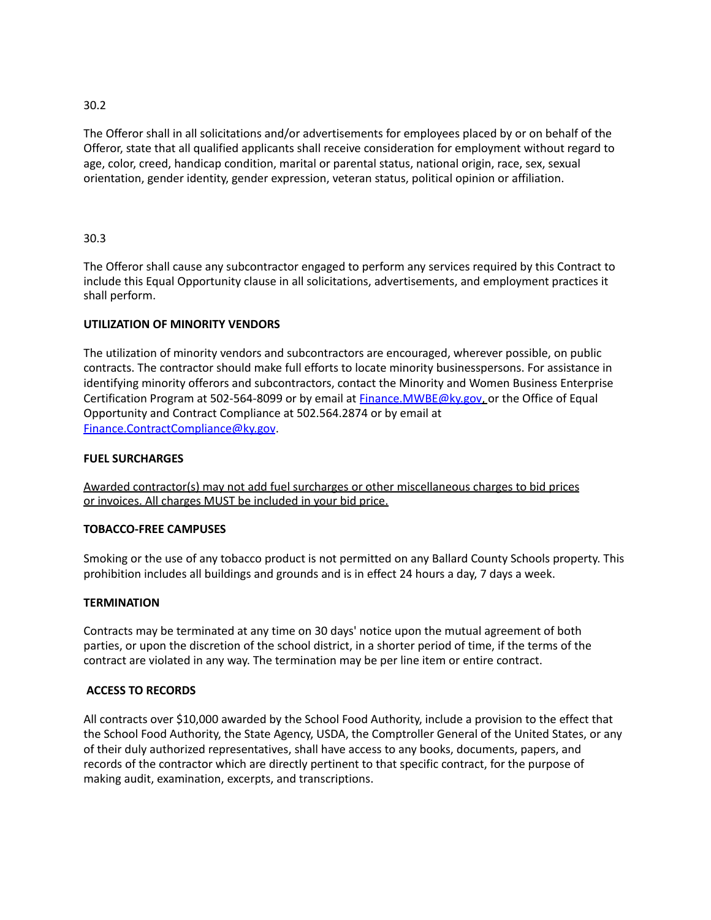30.2

The Offeror shall in all solicitations and/or advertisements for employees placed by or on behalf of the Offeror, state that all qualified applicants shall receive consideration for employment without regard to age, color, creed, handicap condition, marital or parental status, national origin, race, sex, sexual orientation, gender identity, gender expression, veteran status, political opinion or affiliation.

30.3

The Offeror shall cause any subcontractor engaged to perform any services required by this Contract to include this Equal Opportunity clause in all solicitations, advertisements, and employment practices it shall perform.

**UTILIZATION OF MINORITY VENDORS**

The utilization of minority vendors and subcontractors are encouraged, wherever possible, on public contracts. The contractor should make full efforts to locate minority businesspersons. For assistance in identifying minority offerors and subcontractors, contact the Minority and Women Business Enterprise Certification Program at 502-564-8099 or by email at Finance.MWBE@ky.gov, or the Office of Equal Opportunity and Contract Compliance at 502.564.2874 or by email at Finance.ContractCompliance@ky.gov.

**FUEL SURCHARGES**

Awarded contractor(s) may not add fuel surcharges or other miscellaneous charges to bid prices or invoices. All charges MUST be included in your bid price.

**TOBACCO-FREE CAMPUSES**

Smoking or the use of any tobacco product is not permitted on any Ballard County Schools property. This prohibition includes all buildings and grounds and is in effect 24 hours a day, 7 days a week.

**TERMINATION**

Contracts may be terminated at any time on 30 days' notice upon the mutual agreement of both parties, or upon the discretion of the school district, in a shorter period of time, if the terms of the contract are violated in any way. The termination may be per line item or entire contract.

**ACCESS TO RECORDS**

All contracts over $10,000 awarded by the School Food Authority, include a provision to the effect that the School Food Authority, the State Agency, USDA, the Comptroller General of the United States, or any of their duly authorized representatives, shall have access to any books, documents, papers, and records of the contractor which are directly pertinent to that specific contract, for the purpose of making audit, examination, excerpts, and transcriptions.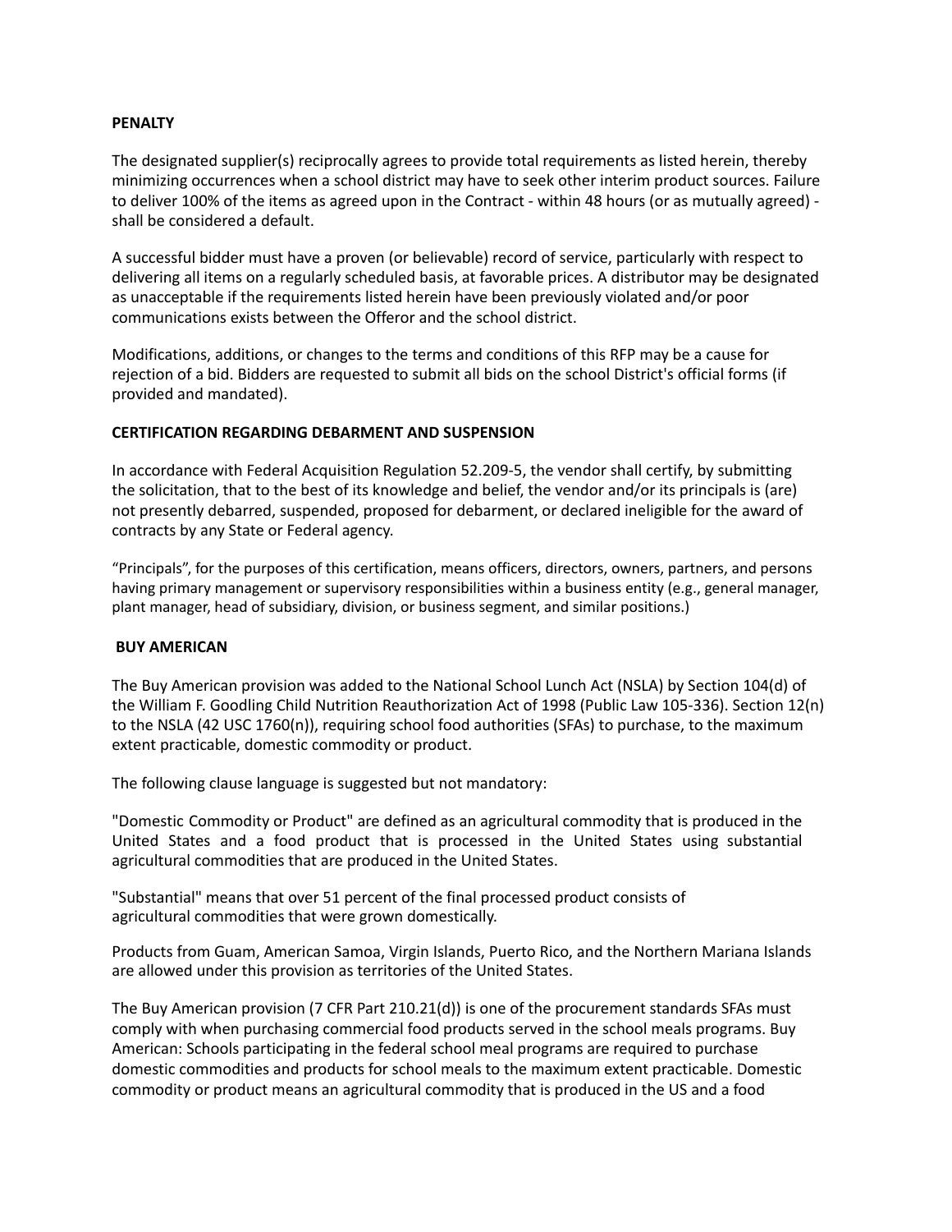**PENALTY**

The designated supplier(s) reciprocally agrees to provide total requirements as listed herein, thereby minimizing occurrences when a school district may have to seek other interim product sources. Failure to deliver 100% of the items as agreed upon in the Contract - within 48 hours (or as mutually agreed) - shall be considered a default.

A successful bidder must have a proven (or believable) record of service, particularly with respect to delivering all items on a regularly scheduled basis, at favorable prices. A distributor may be designated as unacceptable if the requirements listed herein have been previously violated and/or poor communications exists between the Offeror and the school district.

Modifications, additions, or changes to the terms and conditions of this RFP may be a cause for rejection of a bid. Bidders are requested to submit all bids on the school District's official forms (if provided and mandated).

**CERTIFICATION REGARDING DEBARMENT AND SUSPENSION**

In accordance with Federal Acquisition Regulation 52.209-5, the vendor shall certify, by submitting the solicitation, that to the best of its knowledge and belief, the vendor and/or its principals is (are) not presently debarred, suspended, proposed for debarment, or declared ineligible for the award of contracts by any State or Federal agency.

"Principals", for the purposes of this certification, means officers, directors, owners, partners, and persons having primary management or supervisory responsibilities within a business entity (e.g., general manager, plant manager, head of subsidiary, division, or business segment, and similar positions.)

**BUY AMERICAN**

The Buy American provision was added to the National School Lunch Act (NSLA) by Section 104(d) of the William F. Goodling Child Nutrition Reauthorization Act of 1998 (Public Law 105-336). Section 12(n) to the NSLA (42 USC 1760(n)), requiring school food authorities (SFAs) to purchase, to the maximum extent practicable, domestic commodity or product.

The following clause language is suggested but not mandatory:

"Domestic Commodity or Product" are defined as an agricultural commodity that is produced in the United States and a food product that is processed in the United States using substantial agricultural commodities that are produced in the United States.

"Substantial" means that over 51 percent of the final processed product consists of agricultural commodities that were grown domestically.

Products from Guam, American Samoa, Virgin Islands, Puerto Rico, and the Northern Mariana Islands are allowed under this provision as territories of the United States.

The Buy American provision (7 CFR Part 210.21(d)) is one of the procurement standards SFAs must comply with when purchasing commercial food products served in the school meals programs. Buy American: Schools participating in the federal school meal programs are required to purchase domestic commodities and products for school meals to the maximum extent practicable. Domestic commodity or product means an agricultural commodity that is produced in the US and a food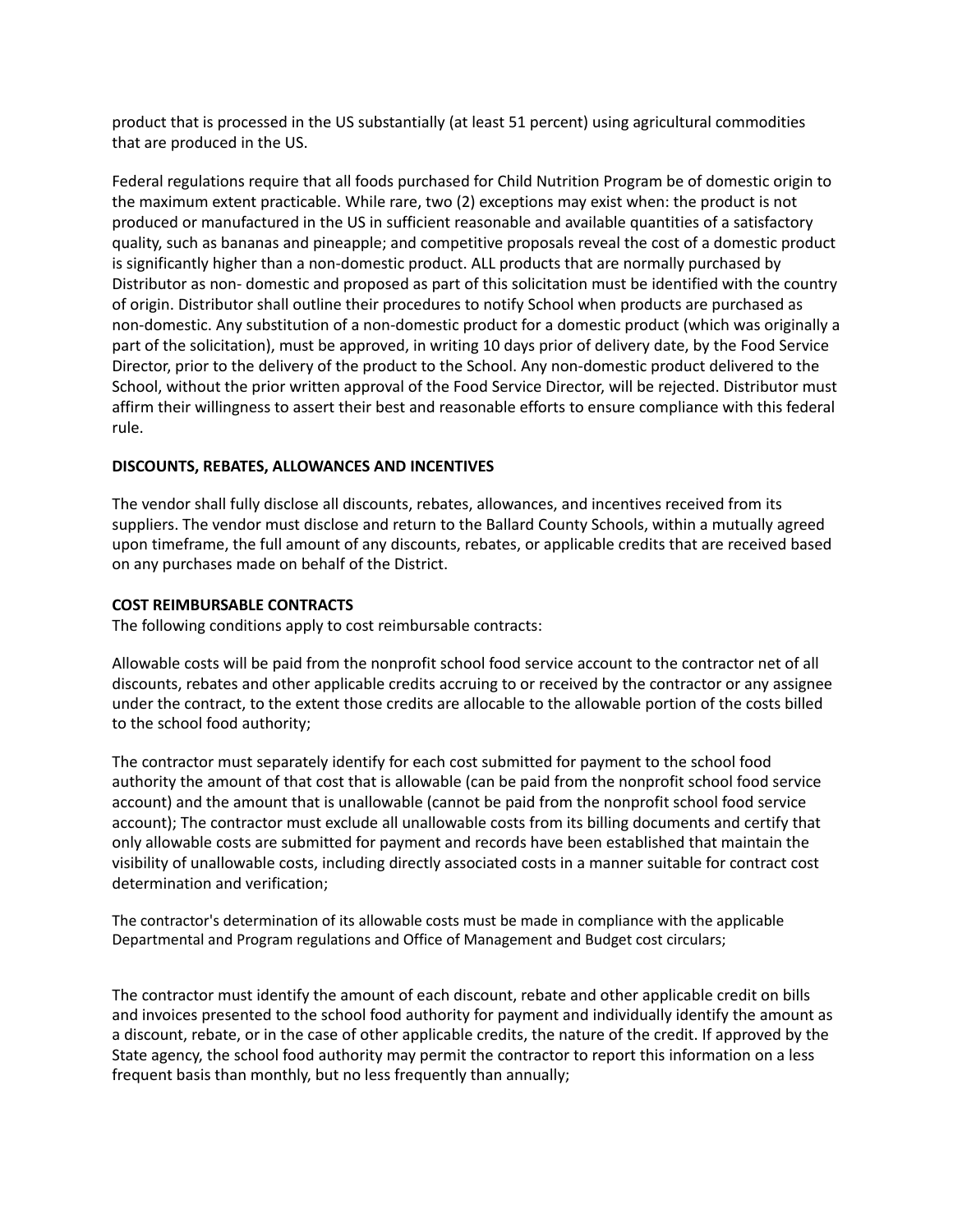product that is processed in the US substantially (at least 51 percent) using agricultural commodities that are produced in the US.

Federal regulations require that all foods purchased for Child Nutrition Program be of domestic origin to the maximum extent practicable. While rare, two (2) exceptions may exist when: the product is not produced or manufactured in the US in sufficient reasonable and available quantities of a satisfactory quality, such as bananas and pineapple; and competitive proposals reveal the cost of a domestic product is significantly higher than a non-domestic product. ALL products that are normally purchased by Distributor as non- domestic and proposed as part of this solicitation must be identified with the country of origin. Distributor shall outline their procedures to notify School when products are purchased as non-domestic. Any substitution of a non-domestic product for a domestic product (which was originally a part of the solicitation), must be approved, in writing 10 days prior of delivery date, by the Food Service Director, prior to the delivery of the product to the School. Any non-domestic product delivered to the School, without the prior written approval of the Food Service Director, will be rejected. Distributor must affirm their willingness to assert their best and reasonable efforts to ensure compliance with this federal rule.

**DISCOUNTS, REBATES, ALLOWANCES AND INCENTIVES**

The vendor shall fully disclose all discounts, rebates, allowances, and incentives received from its suppliers. The vendor must disclose and return to the Ballard County Schools, within a mutually agreed upon timeframe, the full amount of any discounts, rebates, or applicable credits that are received based on any purchases made on behalf of the District.

**COST REIMBURSABLE CONTRACTS**

The following conditions apply to cost reimbursable contracts:

Allowable costs will be paid from the nonprofit school food service account to the contractor net of all discounts, rebates and other applicable credits accruing to or received by the contractor or any assignee under the contract, to the extent those credits are allocable to the allowable portion of the costs billed to the school food authority;

The contractor must separately identify for each cost submitted for payment to the school food authority the amount of that cost that is allowable (can be paid from the nonprofit school food service account) and the amount that is unallowable (cannot be paid from the nonprofit school food service account); The contractor must exclude all unallowable costs from its billing documents and certify that only allowable costs are submitted for payment and records have been established that maintain the visibility of unallowable costs, including directly associated costs in a manner suitable for contract cost determination and verification;

The contractor's determination of its allowable costs must be made in compliance with the applicable Departmental and Program regulations and Office of Management and Budget cost circulars;

The contractor must identify the amount of each discount, rebate and other applicable credit on bills and invoices presented to the school food authority for payment and individually identify the amount as a discount, rebate, or in the case of other applicable credits, the nature of the credit. If approved by the State agency, the school food authority may permit the contractor to report this information on a less frequent basis than monthly, but no less frequently than annually;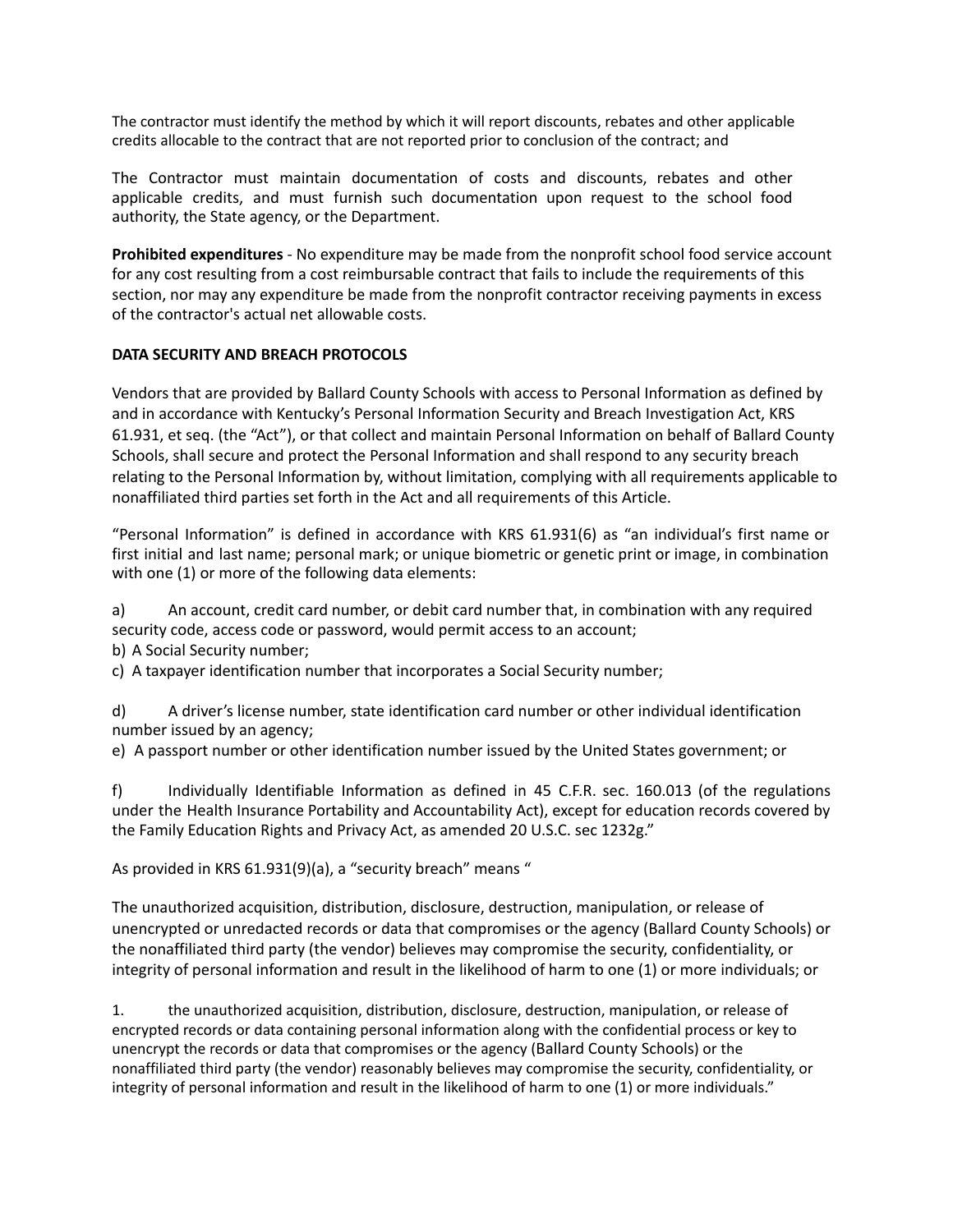The contractor must identify the method by which it will report discounts, rebates and other applicable credits allocable to the contract that are not reported prior to conclusion of the contract; and

The Contractor must maintain documentation of costs and discounts, rebates and other applicable credits, and must furnish such documentation upon request to the school food authority, the State agency, or the Department.

**Prohibited expenditures** - No expenditure may be made from the nonprofit school food service account for any cost resulting from a cost reimbursable contract that fails to include the requirements of this section, nor may any expenditure be made from the nonprofit contractor receiving payments in excess of the contractor's actual net allowable costs.

**DATA SECURITY AND BREACH PROTOCOLS**

Vendors that are provided by Ballard County Schools with access to Personal Information as defined by and in accordance with Kentucky's Personal Information Security and Breach Investigation Act, KRS 61.931, et seq. (the "Act"), or that collect and maintain Personal Information on behalf of Ballard County Schools, shall secure and protect the Personal Information and shall respond to any security breach relating to the Personal Information by, without limitation, complying with all requirements applicable to nonaffiliated third parties set forth in the Act and all requirements of this Article.

"Personal Information" is defined in accordance with KRS 61.931(6) as "an individual's first name or first initial and last name; personal mark; or unique biometric or genetic print or image, in combination with one (1) or more of the following data elements:

a) An account, credit card number, or debit card number that, in combination with any required security code, access code or password, would permit access to an account;
b) A Social Security number;
c) A taxpayer identification number that incorporates a Social Security number;

d) A driver's license number, state identification card number or other individual identification number issued by an agency;
e) A passport number or other identification number issued by the United States government; or

f) Individually Identifiable Information as defined in 45 C.F.R. sec. 160.013 (of the regulations under the Health Insurance Portability and Accountability Act), except for education records covered by the Family Education Rights and Privacy Act, as amended 20 U.S.C. sec 1232g."

As provided in KRS 61.931(9)(a), a "security breach" means "

The unauthorized acquisition, distribution, disclosure, destruction, manipulation, or release of unencrypted or unredacted records or data that compromises or the agency (Ballard County Schools) or the nonaffiliated third party (the vendor) believes may compromise the security, confidentiality, or integrity of personal information and result in the likelihood of harm to one (1) or more individuals; or

1. the unauthorized acquisition, distribution, disclosure, destruction, manipulation, or release of encrypted records or data containing personal information along with the confidential process or key to unencrypt the records or data that compromises or the agency (Ballard County Schools) or the nonaffiliated third party (the vendor) reasonably believes may compromise the security, confidentiality, or integrity of personal information and result in the likelihood of harm to one (1) or more individuals."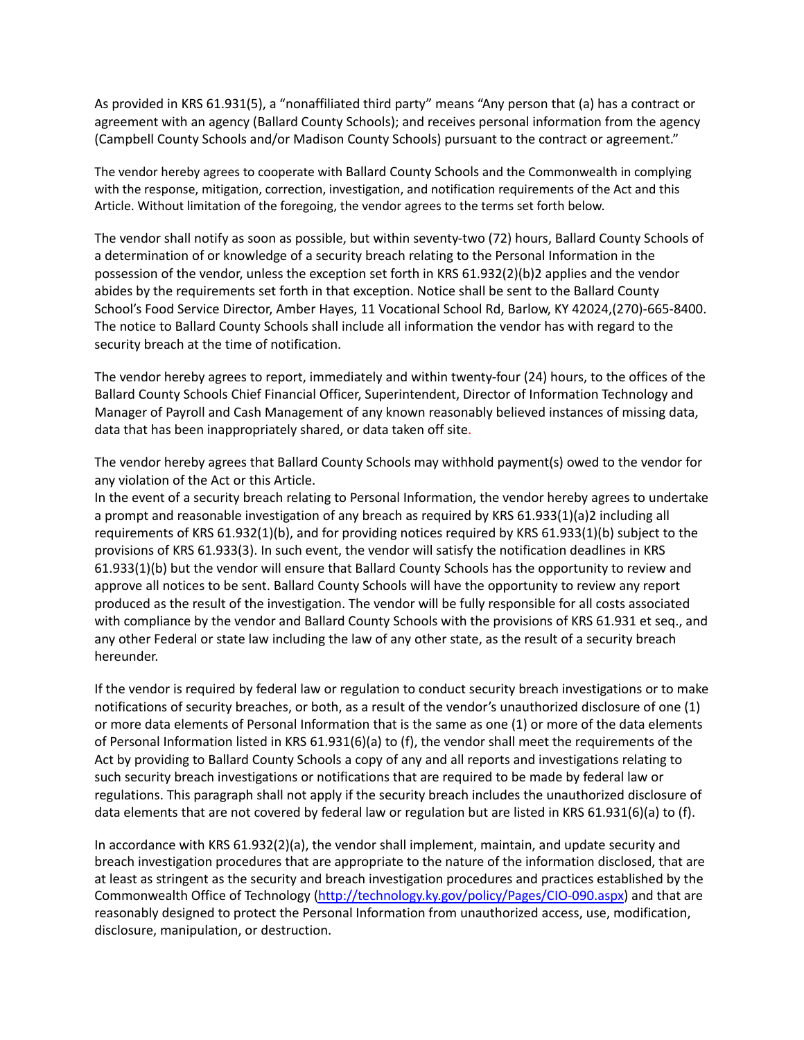As provided in KRS 61.931(5), a "nonaffiliated third party" means "Any person that (a) has a contract or agreement with an agency (Ballard County Schools); and receives personal information from the agency (Campbell County Schools and/or Madison County Schools) pursuant to the contract or agreement."

The vendor hereby agrees to cooperate with Ballard County Schools and the Commonwealth in complying with the response, mitigation, correction, investigation, and notification requirements of the Act and this Article. Without limitation of the foregoing, the vendor agrees to the terms set forth below.

The vendor shall notify as soon as possible, but within seventy-two (72) hours, Ballard County Schools of a determination of or knowledge of a security breach relating to the Personal Information in the possession of the vendor, unless the exception set forth in KRS 61.932(2)(b)2 applies and the vendor abides by the requirements set forth in that exception. Notice shall be sent to the Ballard County School's Food Service Director, Amber Hayes, 11 Vocational School Rd, Barlow, KY 42024,(270)-665-8400. The notice to Ballard County Schools shall include all information the vendor has with regard to the security breach at the time of notification.

The vendor hereby agrees to report, immediately and within twenty-four (24) hours, to the offices of the Ballard County Schools Chief Financial Officer, Superintendent, Director of Information Technology and Manager of Payroll and Cash Management of any known reasonably believed instances of missing data, data that has been inappropriately shared, or data taken off site.

The vendor hereby agrees that Ballard County Schools may withhold payment(s) owed to the vendor for any violation of the Act or this Article.

In the event of a security breach relating to Personal Information, the vendor hereby agrees to undertake a prompt and reasonable investigation of any breach as required by KRS 61.933(1)(a)2 including all requirements of KRS 61.932(1)(b), and for providing notices required by KRS 61.933(1)(b) subject to the provisions of KRS 61.933(3). In such event, the vendor will satisfy the notification deadlines in KRS 61.933(1)(b) but the vendor will ensure that Ballard County Schools has the opportunity to review and approve all notices to be sent. Ballard County Schools will have the opportunity to review any report produced as the result of the investigation. The vendor will be fully responsible for all costs associated with compliance by the vendor and Ballard County Schools with the provisions of KRS 61.931 et seq., and any other Federal or state law including the law of any other state, as the result of a security breach hereunder.

If the vendor is required by federal law or regulation to conduct security breach investigations or to make notifications of security breaches, or both, as a result of the vendor's unauthorized disclosure of one (1) or more data elements of Personal Information that is the same as one (1) or more of the data elements of Personal Information listed in KRS 61.931(6)(a) to (f), the vendor shall meet the requirements of the Act by providing to Ballard County Schools a copy of any and all reports and investigations relating to such security breach investigations or notifications that are required to be made by federal law or regulations. This paragraph shall not apply if the security breach includes the unauthorized disclosure of data elements that are not covered by federal law or regulation but are listed in KRS 61.931(6)(a) to (f).

In accordance with KRS 61.932(2)(a), the vendor shall implement, maintain, and update security and breach investigation procedures that are appropriate to the nature of the information disclosed, that are at least as stringent as the security and breach investigation procedures and practices established by the Commonwealth Office of Technology (http://technology.ky.gov/policy/Pages/CIO-090.aspx) and that are reasonably designed to protect the Personal Information from unauthorized access, use, modification, disclosure, manipulation, or destruction.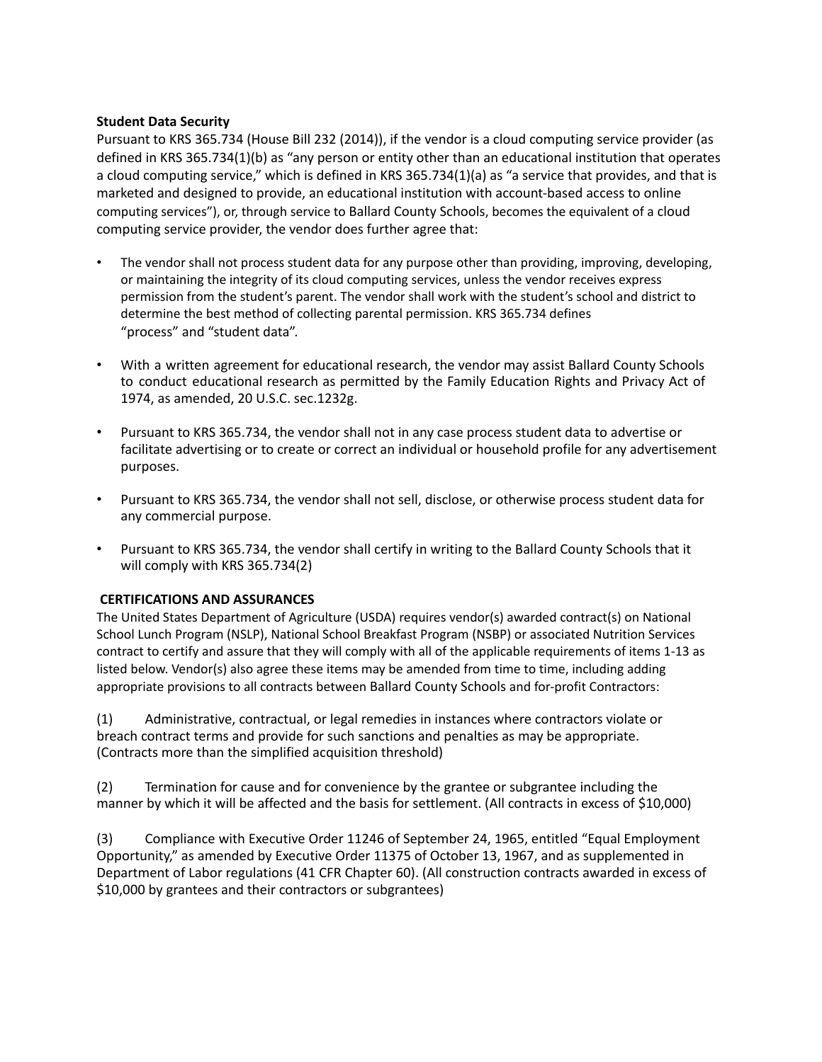**Student Data Security**

Pursuant to KRS 365.734 (House Bill 232 (2014)), if the vendor is a cloud computing service provider (as defined in KRS 365.734(1)(b) as "any person or entity other than an educational institution that operates a cloud computing service," which is defined in KRS 365.734(1)(a) as "a service that provides, and that is marketed and designed to provide, an educational institution with account-based access to online computing services"), or, through service to Ballard County Schools, becomes the equivalent of a cloud computing service provider, the vendor does further agree that:

- The vendor shall not process student data for any purpose other than providing, improving, developing, or maintaining the integrity of its cloud computing services, unless the vendor receives express permission from the student's parent. The vendor shall work with the student's school and district to determine the best method of collecting parental permission. KRS 365.734 defines "process" and "student data".
- With a written agreement for educational research, the vendor may assist Ballard County Schools to conduct educational research as permitted by the Family Education Rights and Privacy Act of 1974, as amended, 20 U.S.C. sec.1232g.
- Pursuant to KRS 365.734, the vendor shall not in any case process student data to advertise or facilitate advertising or to create or correct an individual or household profile for any advertisement purposes.
- Pursuant to KRS 365.734, the vendor shall not sell, disclose, or otherwise process student data for any commercial purpose.
- Pursuant to KRS 365.734, the vendor shall certify in writing to the Ballard County Schools that it will comply with KRS 365.734(2)

**CERTIFICATIONS AND ASSURANCES**

The United States Department of Agriculture (USDA) requires vendor(s) awarded contract(s) on National School Lunch Program (NSLP), National School Breakfast Program (NSBP) or associated Nutrition Services contract to certify and assure that they will comply with all of the applicable requirements of items 1-13 as listed below. Vendor(s) also agree these items may be amended from time to time, including adding appropriate provisions to all contracts between Ballard County Schools and for-profit Contractors:

(1) Administrative, contractual, or legal remedies in instances where contractors violate or breach contract terms and provide for such sanctions and penalties as may be appropriate. (Contracts more than the simplified acquisition threshold)

(2) Termination for cause and for convenience by the grantee or subgrantee including the manner by which it will be affected and the basis for settlement. (All contracts in excess of $10,000)

(3) Compliance with Executive Order 11246 of September 24, 1965, entitled "Equal Employment Opportunity," as amended by Executive Order 11375 of October 13, 1967, and as supplemented in Department of Labor regulations (41 CFR Chapter 60). (All construction contracts awarded in excess of $10,000 by grantees and their contractors or subgrantees)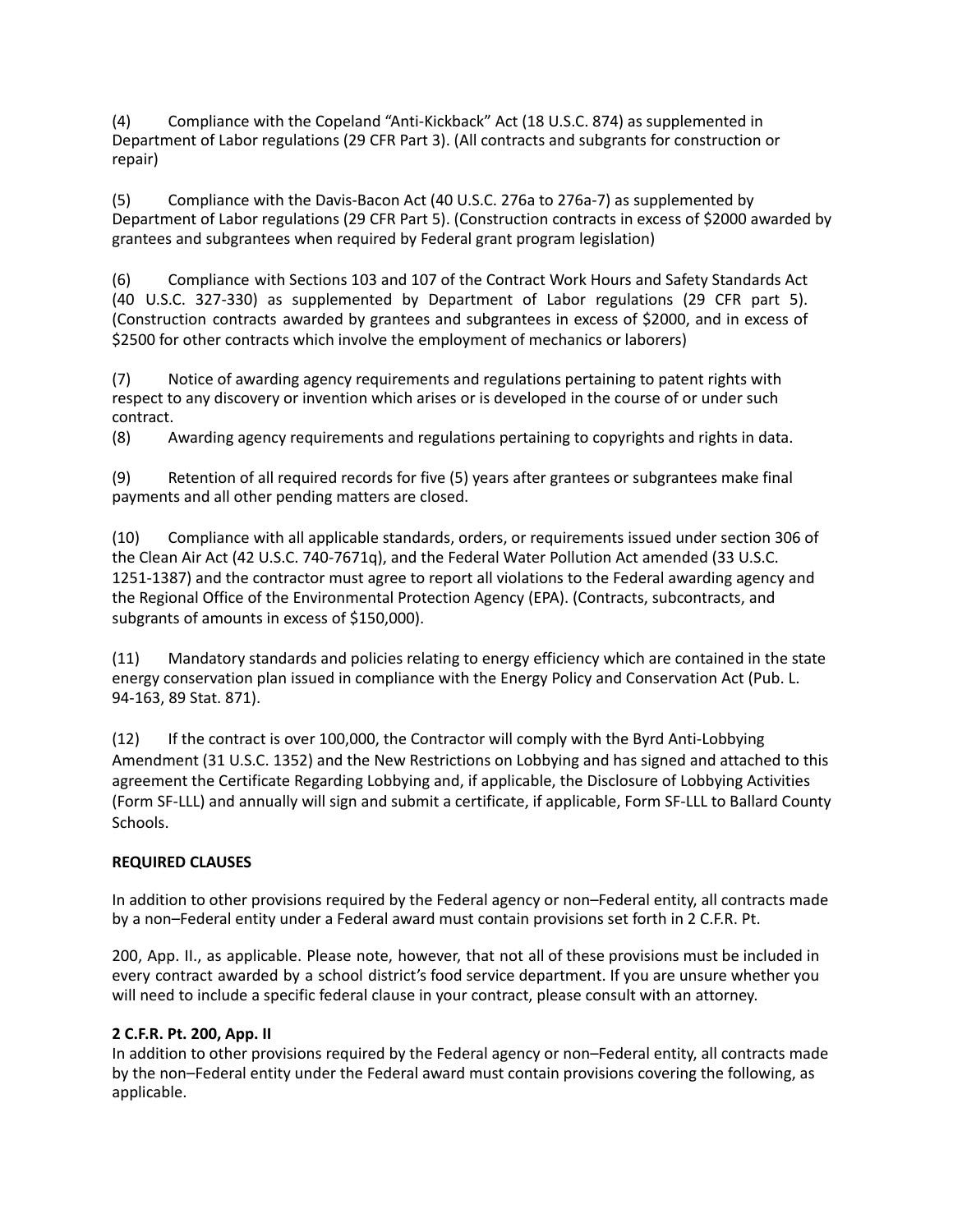(4) Compliance with the Copeland "Anti-Kickback" Act (18 U.S.C. 874) as supplemented in Department of Labor regulations (29 CFR Part 3). (All contracts and subgrants for construction or repair)

(5) Compliance with the Davis-Bacon Act (40 U.S.C. 276a to 276a-7) as supplemented by Department of Labor regulations (29 CFR Part 5). (Construction contracts in excess of $2000 awarded by grantees and subgrantees when required by Federal grant program legislation)

(6) Compliance with Sections 103 and 107 of the Contract Work Hours and Safety Standards Act (40 U.S.C. 327-330) as supplemented by Department of Labor regulations (29 CFR part 5). (Construction contracts awarded by grantees and subgrantees in excess of $2000, and in excess of $2500 for other contracts which involve the employment of mechanics or laborers)

(7) Notice of awarding agency requirements and regulations pertaining to patent rights with respect to any discovery or invention which arises or is developed in the course of or under such contract.

(8) Awarding agency requirements and regulations pertaining to copyrights and rights in data.

(9) Retention of all required records for five (5) years after grantees or subgrantees make final payments and all other pending matters are closed.

(10) Compliance with all applicable standards, orders, or requirements issued under section 306 of the Clean Air Act (42 U.S.C. 740-7671q), and the Federal Water Pollution Act amended (33 U.S.C. 1251-1387) and the contractor must agree to report all violations to the Federal awarding agency and the Regional Office of the Environmental Protection Agency (EPA). (Contracts, subcontracts, and subgrants of amounts in excess of $150,000).

(11) Mandatory standards and policies relating to energy efficiency which are contained in the state energy conservation plan issued in compliance with the Energy Policy and Conservation Act (Pub. L. 94-163, 89 Stat. 871).

(12) If the contract is over 100,000, the Contractor will comply with the Byrd Anti-Lobbying Amendment (31 U.S.C. 1352) and the New Restrictions on Lobbying and has signed and attached to this agreement the Certificate Regarding Lobbying and, if applicable, the Disclosure of Lobbying Activities (Form SF-LLL) and annually will sign and submit a certificate, if applicable, Form SF-LLL to Ballard County Schools.

**REQUIRED CLAUSES**

In addition to other provisions required by the Federal agency or non–Federal entity, all contracts made by a non–Federal entity under a Federal award must contain provisions set forth in 2 C.F.R. Pt.

200, App. II., as applicable. Please note, however, that not all of these provisions must be included in every contract awarded by a school district's food service department. If you are unsure whether you will need to include a specific federal clause in your contract, please consult with an attorney.

**2 C.F.R. Pt. 200, App. II**

In addition to other provisions required by the Federal agency or non–Federal entity, all contracts made by the non–Federal entity under the Federal award must contain provisions covering the following, as applicable.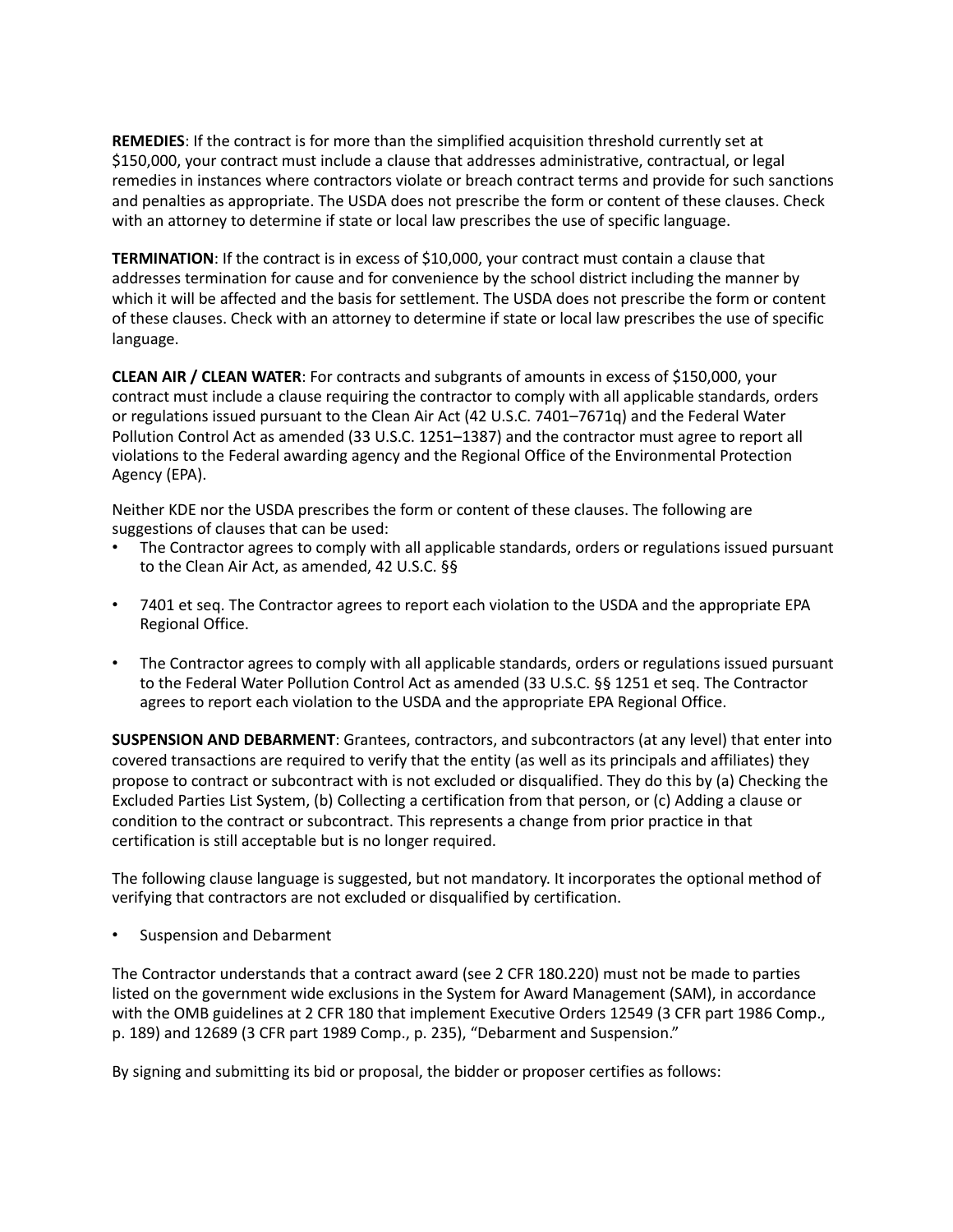**REMEDIES**: If the contract is for more than the simplified acquisition threshold currently set at $150,000, your contract must include a clause that addresses administrative, contractual, or legal remedies in instances where contractors violate or breach contract terms and provide for such sanctions and penalties as appropriate. The USDA does not prescribe the form or content of these clauses. Check with an attorney to determine if state or local law prescribes the use of specific language.

**TERMINATION**: If the contract is in excess of $10,000, your contract must contain a clause that addresses termination for cause and for convenience by the school district including the manner by which it will be affected and the basis for settlement. The USDA does not prescribe the form or content of these clauses. Check with an attorney to determine if state or local law prescribes the use of specific language.

**CLEAN AIR / CLEAN WATER**: For contracts and subgrants of amounts in excess of $150,000, your contract must include a clause requiring the contractor to comply with all applicable standards, orders or regulations issued pursuant to the Clean Air Act (42 U.S.C. 7401–7671q) and the Federal Water Pollution Control Act as amended (33 U.S.C. 1251–1387) and the contractor must agree to report all violations to the Federal awarding agency and the Regional Office of the Environmental Protection Agency (EPA).

Neither KDE nor the USDA prescribes the form or content of these clauses. The following are suggestions of clauses that can be used:

- The Contractor agrees to comply with all applicable standards, orders or regulations issued pursuant to the Clean Air Act, as amended, 42 U.S.C. §§
- 7401 et seq. The Contractor agrees to report each violation to the USDA and the appropriate EPA Regional Office.
- The Contractor agrees to comply with all applicable standards, orders or regulations issued pursuant to the Federal Water Pollution Control Act as amended (33 U.S.C. §§ 1251 et seq. The Contractor agrees to report each violation to the USDA and the appropriate EPA Regional Office.

**SUSPENSION AND DEBARMENT**: Grantees, contractors, and subcontractors (at any level) that enter into covered transactions are required to verify that the entity (as well as its principals and affiliates) they propose to contract or subcontract with is not excluded or disqualified. They do this by (a) Checking the Excluded Parties List System, (b) Collecting a certification from that person, or (c) Adding a clause or condition to the contract or subcontract. This represents a change from prior practice in that certification is still acceptable but is no longer required.

The following clause language is suggested, but not mandatory. It incorporates the optional method of verifying that contractors are not excluded or disqualified by certification.

- Suspension and Debarment

The Contractor understands that a contract award (see 2 CFR 180.220) must not be made to parties listed on the government wide exclusions in the System for Award Management (SAM), in accordance with the OMB guidelines at 2 CFR 180 that implement Executive Orders 12549 (3 CFR part 1986 Comp., p. 189) and 12689 (3 CFR part 1989 Comp., p. 235), "Debarment and Suspension."

By signing and submitting its bid or proposal, the bidder or proposer certifies as follows: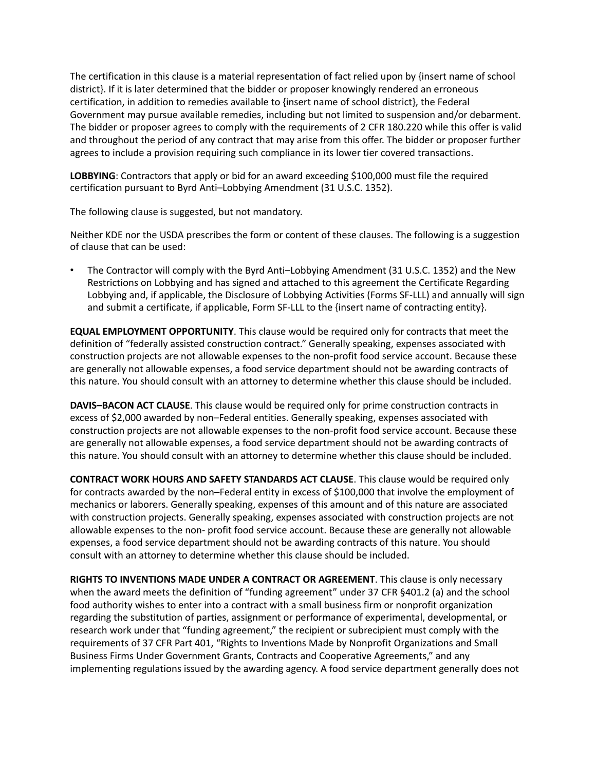The certification in this clause is a material representation of fact relied upon by {insert name of school district}. If it is later determined that the bidder or proposer knowingly rendered an erroneous certification, in addition to remedies available to {insert name of school district}, the Federal Government may pursue available remedies, including but not limited to suspension and/or debarment. The bidder or proposer agrees to comply with the requirements of 2 CFR 180.220 while this offer is valid and throughout the period of any contract that may arise from this offer. The bidder or proposer further agrees to include a provision requiring such compliance in its lower tier covered transactions.

**LOBBYING**: Contractors that apply or bid for an award exceeding $100,000 must file the required certification pursuant to Byrd Anti–Lobbying Amendment (31 U.S.C. 1352).

The following clause is suggested, but not mandatory.

Neither KDE nor the USDA prescribes the form or content of these clauses. The following is a suggestion of clause that can be used:

- The Contractor will comply with the Byrd Anti–Lobbying Amendment (31 U.S.C. 1352) and the New Restrictions on Lobbying and has signed and attached to this agreement the Certificate Regarding Lobbying and, if applicable, the Disclosure of Lobbying Activities (Forms SF-LLL) and annually will sign and submit a certificate, if applicable, Form SF-LLL to the {insert name of contracting entity}.

**EQUAL EMPLOYMENT OPPORTUNITY**. This clause would be required only for contracts that meet the definition of "federally assisted construction contract." Generally speaking, expenses associated with construction projects are not allowable expenses to the non-profit food service account. Because these are generally not allowable expenses, a food service department should not be awarding contracts of this nature. You should consult with an attorney to determine whether this clause should be included.

**DAVIS–BACON ACT CLAUSE**. This clause would be required only for prime construction contracts in excess of $2,000 awarded by non–Federal entities. Generally speaking, expenses associated with construction projects are not allowable expenses to the non-profit food service account. Because these are generally not allowable expenses, a food service department should not be awarding contracts of this nature. You should consult with an attorney to determine whether this clause should be included.

**CONTRACT WORK HOURS AND SAFETY STANDARDS ACT CLAUSE**. This clause would be required only for contracts awarded by the non–Federal entity in excess of $100,000 that involve the employment of mechanics or laborers. Generally speaking, expenses of this amount and of this nature are associated with construction projects. Generally speaking, expenses associated with construction projects are not allowable expenses to the non- profit food service account. Because these are generally not allowable expenses, a food service department should not be awarding contracts of this nature. You should consult with an attorney to determine whether this clause should be included.

**RIGHTS TO INVENTIONS MADE UNDER A CONTRACT OR AGREEMENT**. This clause is only necessary when the award meets the definition of "funding agreement" under 37 CFR §401.2 (a) and the school food authority wishes to enter into a contract with a small business firm or nonprofit organization regarding the substitution of parties, assignment or performance of experimental, developmental, or research work under that "funding agreement," the recipient or subrecipient must comply with the requirements of 37 CFR Part 401, "Rights to Inventions Made by Nonprofit Organizations and Small Business Firms Under Government Grants, Contracts and Cooperative Agreements," and any implementing regulations issued by the awarding agency. A food service department generally does not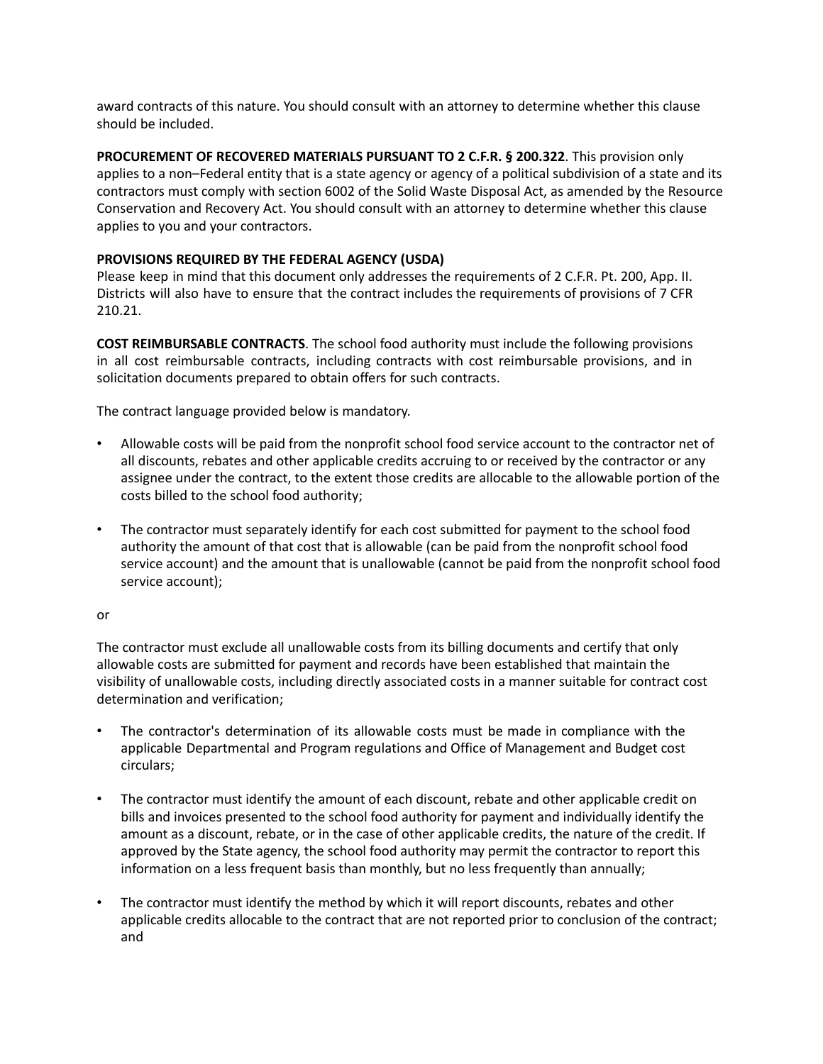award contracts of this nature. You should consult with an attorney to determine whether this clause should be included.

**PROCUREMENT OF RECOVERED MATERIALS PURSUANT TO 2 C.F.R. § 200.322**. This provision only applies to a non–Federal entity that is a state agency or agency of a political subdivision of a state and its contractors must comply with section 6002 of the Solid Waste Disposal Act, as amended by the Resource Conservation and Recovery Act. You should consult with an attorney to determine whether this clause applies to you and your contractors.

**PROVISIONS REQUIRED BY THE FEDERAL AGENCY (USDA)**
Please keep in mind that this document only addresses the requirements of 2 C.F.R. Pt. 200, App. II. Districts will also have to ensure that the contract includes the requirements of provisions of 7 CFR 210.21.

**COST REIMBURSABLE CONTRACTS**. The school food authority must include the following provisions in all cost reimbursable contracts, including contracts with cost reimbursable provisions, and in solicitation documents prepared to obtain offers for such contracts.

The contract language provided below is mandatory.

- Allowable costs will be paid from the nonprofit school food service account to the contractor net of all discounts, rebates and other applicable credits accruing to or received by the contractor or any assignee under the contract, to the extent those credits are allocable to the allowable portion of the costs billed to the school food authority;

- The contractor must separately identify for each cost submitted for payment to the school food authority the amount of that cost that is allowable (can be paid from the nonprofit school food service account) and the amount that is unallowable (cannot be paid from the nonprofit school food service account);

or

The contractor must exclude all unallowable costs from its billing documents and certify that only allowable costs are submitted for payment and records have been established that maintain the visibility of unallowable costs, including directly associated costs in a manner suitable for contract cost determination and verification;

- The contractor's determination of its allowable costs must be made in compliance with the applicable Departmental and Program regulations and Office of Management and Budget cost circulars;

- The contractor must identify the amount of each discount, rebate and other applicable credit on bills and invoices presented to the school food authority for payment and individually identify the amount as a discount, rebate, or in the case of other applicable credits, the nature of the credit. If approved by the State agency, the school food authority may permit the contractor to report this information on a less frequent basis than monthly, but no less frequently than annually;

- The contractor must identify the method by which it will report discounts, rebates and other applicable credits allocable to the contract that are not reported prior to conclusion of the contract; and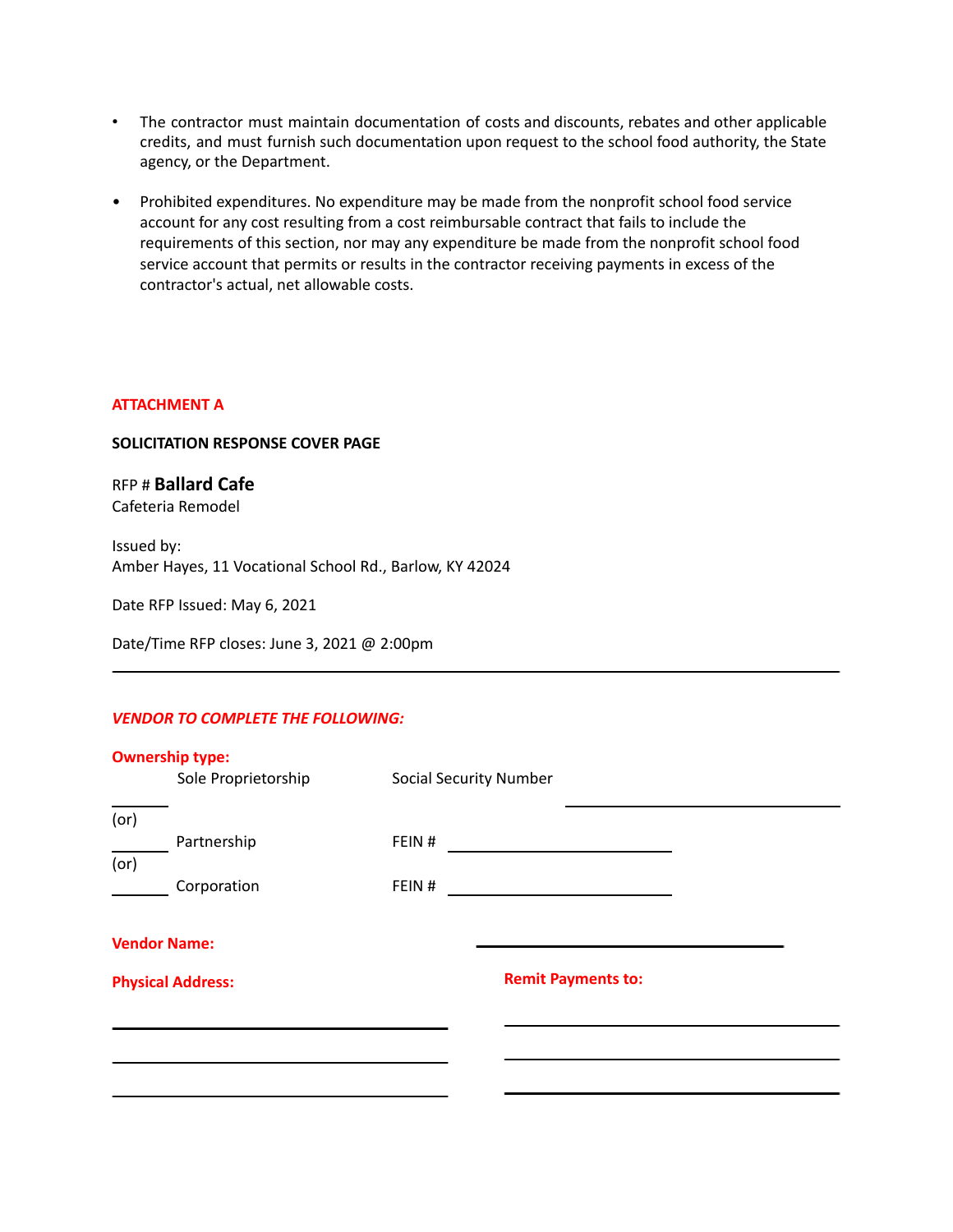- The contractor must maintain documentation of costs and discounts, rebates and other applicable credits, and must furnish such documentation upon request to the school food authority, the State agency, or the Department.

- Prohibited expenditures. No expenditure may be made from the nonprofit school food service account for any cost resulting from a cost reimbursable contract that fails to include the requirements of this section, nor may any expenditure be made from the nonprofit school food service account that permits or results in the contractor receiving payments in excess of the contractor's actual, net allowable costs.

**ATTACHMENT A**

**SOLICITATION RESPONSE COVER PAGE**

RFP # **Ballard Cafe**
Cafeteria Remodel

Issued by:
Amber Hayes, 11 Vocational School Rd., Barlow, KY 42024

Date RFP Issued: May 6, 2021

Date/Time RFP closes: June 3, 2021 @ 2:00pm

---

***VENDOR TO COMPLETE THE FOLLOWING:***

**Ownership type:**

_______ Sole Proprietorship &nbsp;&nbsp;&nbsp; Social Security Number _______________

(or)

_______ Partnership &nbsp;&nbsp;&nbsp; FEIN # _______________

(or)

_______ Corporation &nbsp;&nbsp;&nbsp; FEIN # _______________

**Vendor Name:** _______________

**Physical Address:**

_______________

_______________

_______________

**Remit Payments to:**

_______________

_______________

_______________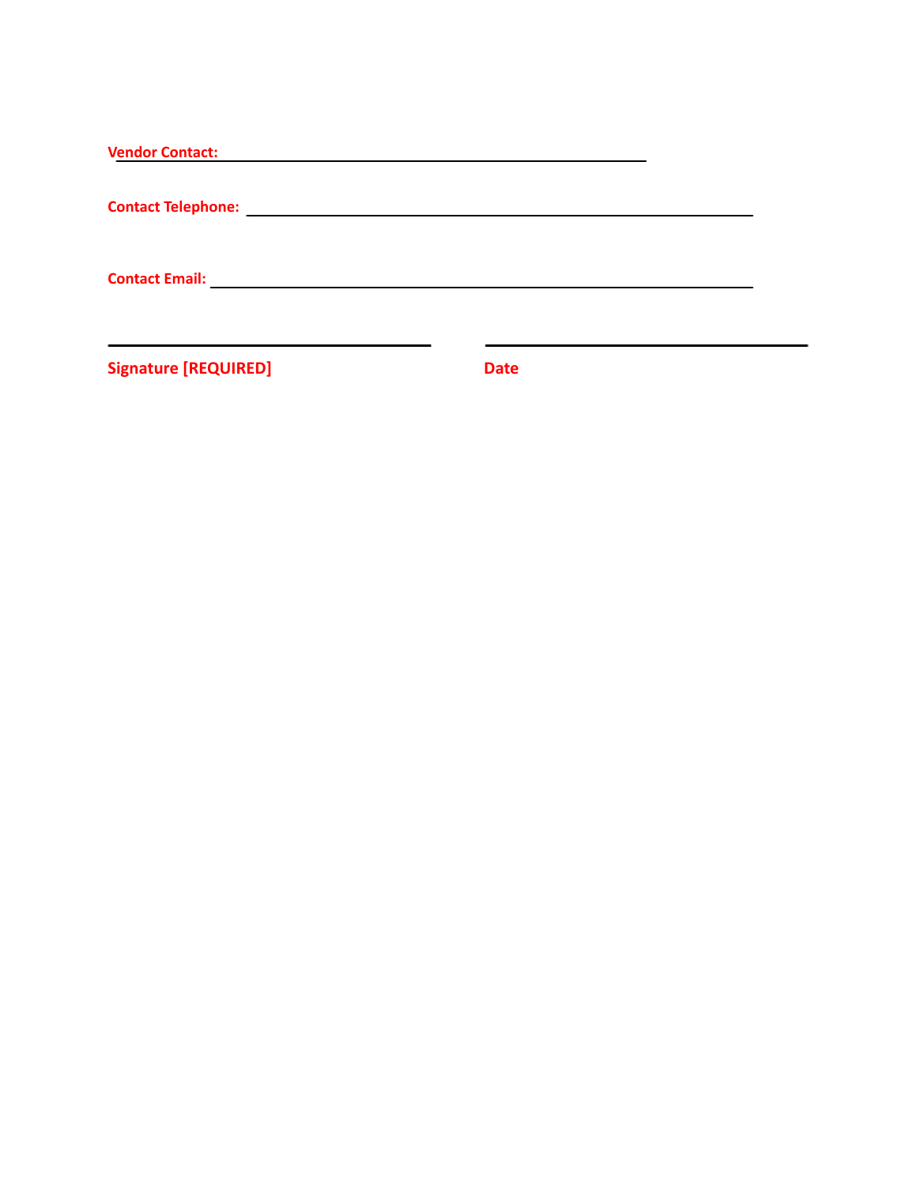**Vendor Contact:** ________________________________________________

**Contact Telephone:** ______________________________________________

**Contact Email:** _________________________________________________

______________________________ ______________________________

**Signature [REQUIRED]** **Date**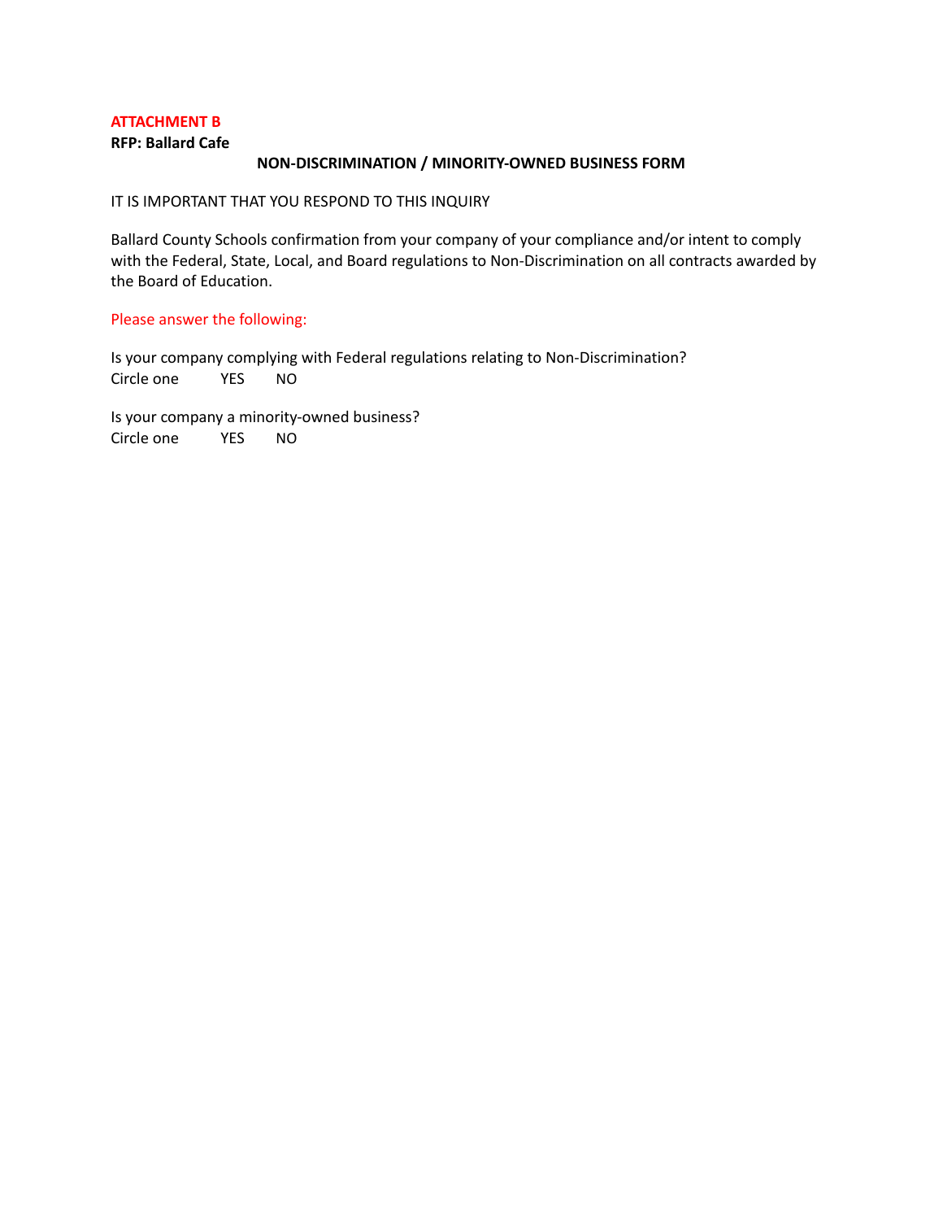**ATTACHMENT B**

**RFP: Ballard Cafe**

**NON-DISCRIMINATION / MINORITY-OWNED BUSINESS FORM**

IT IS IMPORTANT THAT YOU RESPOND TO THIS INQUIRY

Ballard County Schools confirmation from your company of your compliance and/or intent to comply with the Federal, State, Local, and Board regulations to Non-Discrimination on all contracts awarded by the Board of Education.

Please answer the following:

Is your company complying with Federal regulations relating to Non-Discrimination?
Circle one YES NO

Is your company a minority-owned business?
Circle one YES NO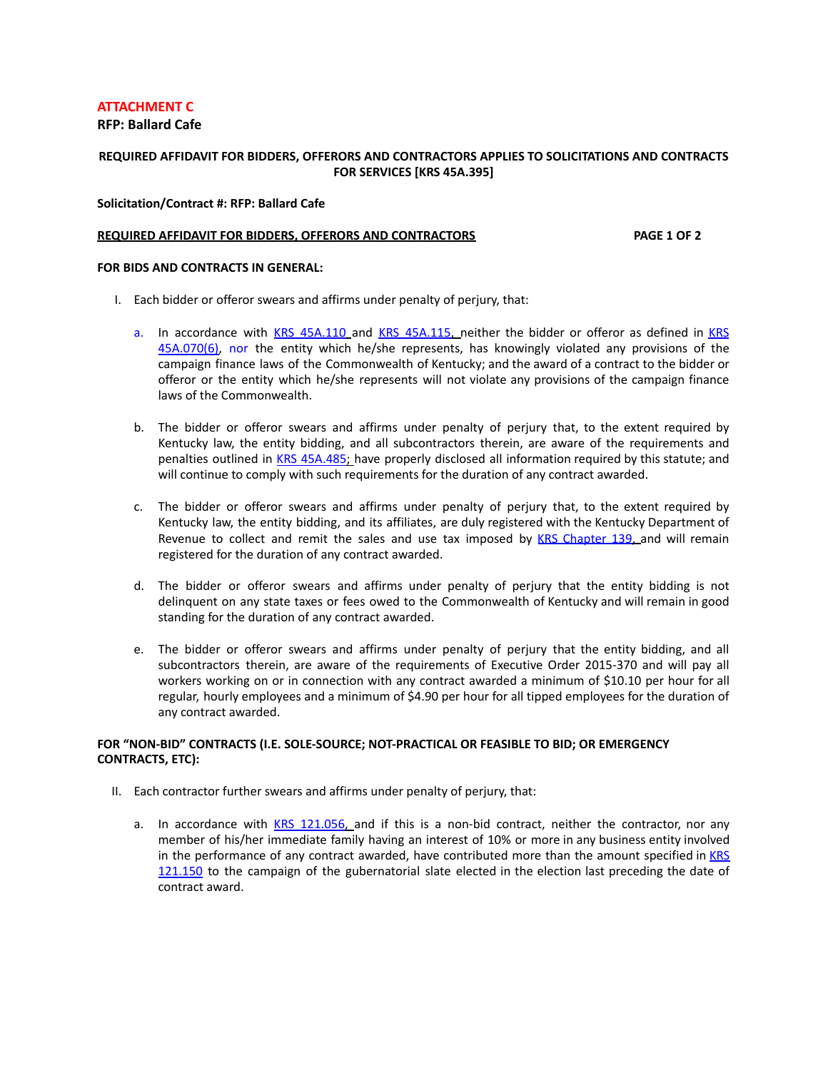**ATTACHMENT C**

**RFP: Ballard Cafe**

**REQUIRED AFFIDAVIT FOR BIDDERS, OFFERORS AND CONTRACTORS APPLIES TO SOLICITATIONS AND CONTRACTS FOR SERVICES [KRS 45A.395]**

**Solicitation/Contract #: RFP: Ballard Cafe**

**REQUIRED AFFIDAVIT FOR BIDDERS, OFFERORS AND CONTRACTORS** **PAGE 1 OF 2**

**FOR BIDS AND CONTRACTS IN GENERAL:**

I. Each bidder or offeror swears and affirms under penalty of perjury, that:

a. In accordance with KRS 45A.110 and KRS 45A.115, neither the bidder or offeror as defined in KRS 45A.070(6), nor the entity which he/she represents, has knowingly violated any provisions of the campaign finance laws of the Commonwealth of Kentucky; and the award of a contract to the bidder or offeror or the entity which he/she represents will not violate any provisions of the campaign finance laws of the Commonwealth.

b. The bidder or offeror swears and affirms under penalty of perjury that, to the extent required by Kentucky law, the entity bidding, and all subcontractors therein, are aware of the requirements and penalties outlined in KRS 45A.485; have properly disclosed all information required by this statute; and will continue to comply with such requirements for the duration of any contract awarded.

c. The bidder or offeror swears and affirms under penalty of perjury that, to the extent required by Kentucky law, the entity bidding, and its affiliates, are duly registered with the Kentucky Department of Revenue to collect and remit the sales and use tax imposed by KRS Chapter 139, and will remain registered for the duration of any contract awarded.

d. The bidder or offeror swears and affirms under penalty of perjury that the entity bidding is not delinquent on any state taxes or fees owed to the Commonwealth of Kentucky and will remain in good standing for the duration of any contract awarded.

e. The bidder or offeror swears and affirms under penalty of perjury that the entity bidding, and all subcontractors therein, are aware of the requirements of Executive Order 2015-370 and will pay all workers working on or in connection with any contract awarded a minimum of $10.10 per hour for all regular, hourly employees and a minimum of $4.90 per hour for all tipped employees for the duration of any contract awarded.

**FOR "NON-BID" CONTRACTS (I.E. SOLE-SOURCE; NOT-PRACTICAL OR FEASIBLE TO BID; OR EMERGENCY CONTRACTS, ETC):**

II. Each contractor further swears and affirms under penalty of perjury, that:

a. In accordance with KRS 121.056, and if this is a non-bid contract, neither the contractor, nor any member of his/her immediate family having an interest of 10% or more in any business entity involved in the performance of any contract awarded, have contributed more than the amount specified in KRS 121.150 to the campaign of the gubernatorial slate elected in the election last preceding the date of contract award.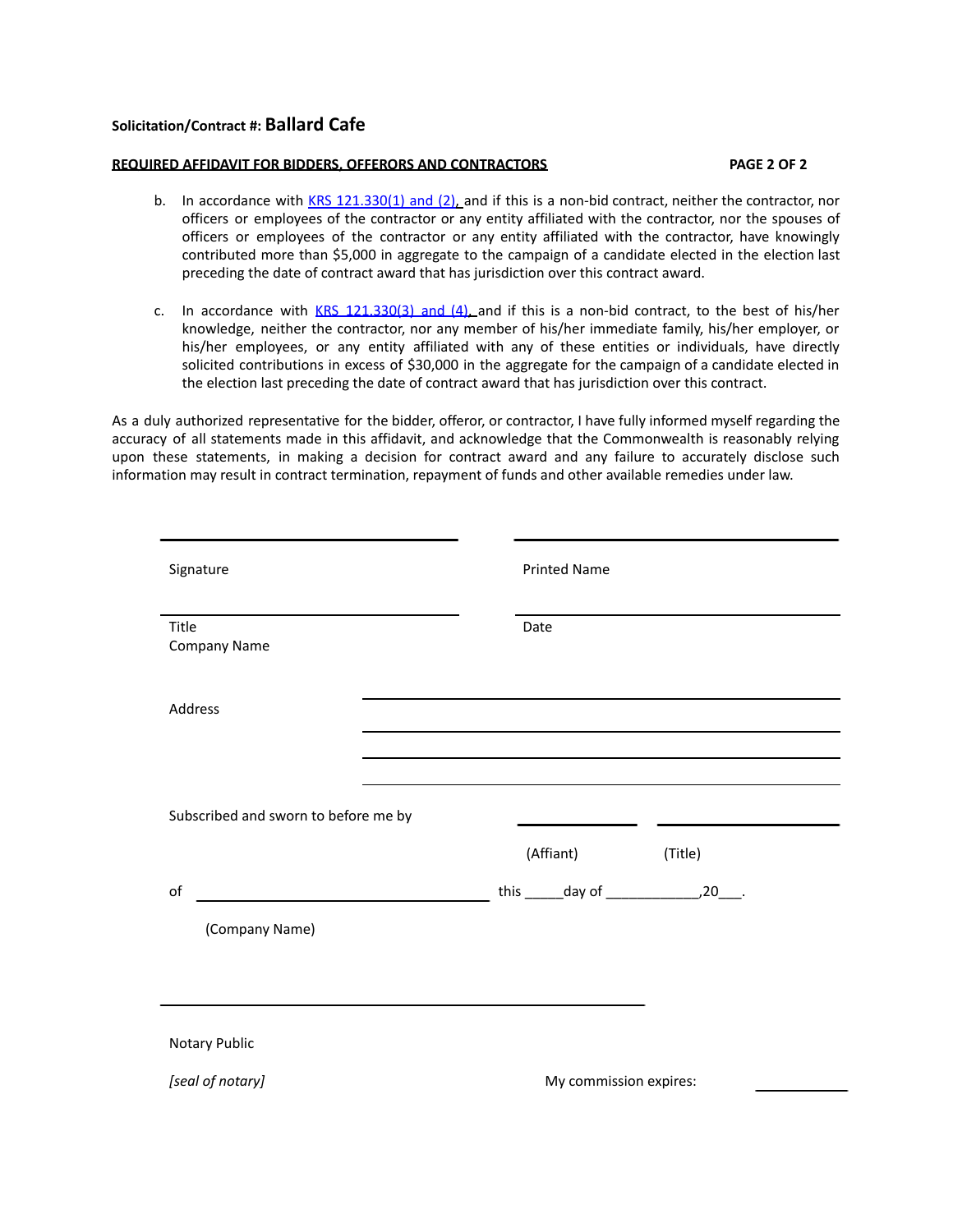**Solicitation/Contract #: Ballard Cafe**

**REQUIRED AFFIDAVIT FOR BIDDERS, OFFERORS AND CONTRACTORS**

b. In accordance with KRS 121.330(1) and (2), and if this is a non-bid contract, neither the contractor, nor officers or employees of the contractor or any entity affiliated with the contractor, nor the spouses of officers or employees of the contractor or any entity affiliated with the contractor, have knowingly contributed more than $5,000 in aggregate to the campaign of a candidate elected in the election last preceding the date of contract award that has jurisdiction over this contract award.

c. In accordance with KRS 121.330(3) and (4), and if this is a non-bid contract, to the best of his/her knowledge, neither the contractor, nor any member of his/her immediate family, his/her employer, or his/her employees, or any entity affiliated with any of these entities or individuals, have directly solicited contributions in excess of $30,000 in the aggregate for the campaign of a candidate elected in the election last preceding the date of contract award that has jurisdiction over this contract.

As a duly authorized representative for the bidder, offeror, or contractor, I have fully informed myself regarding the accuracy of all statements made in this affidavit, and acknowledge that the Commonwealth is reasonably relying upon these statements, in making a decision for contract award and any failure to accurately disclose such information may result in contract termination, repayment of funds and other available remedies under law.

______________________________ ______________________________

Signature Printed Name

______________________________ ______________________________

Title Date

Company Name

Address ______________________________

______________________________

______________________________

______________________________

Subscribed and sworn to before me by ______________ ______________

(Affiant) (Title)

of ______________________________ this _____day of ____________,20___.

(Company Name)

______________________________

Notary Public

*[seal of notary]* My commission expires: __________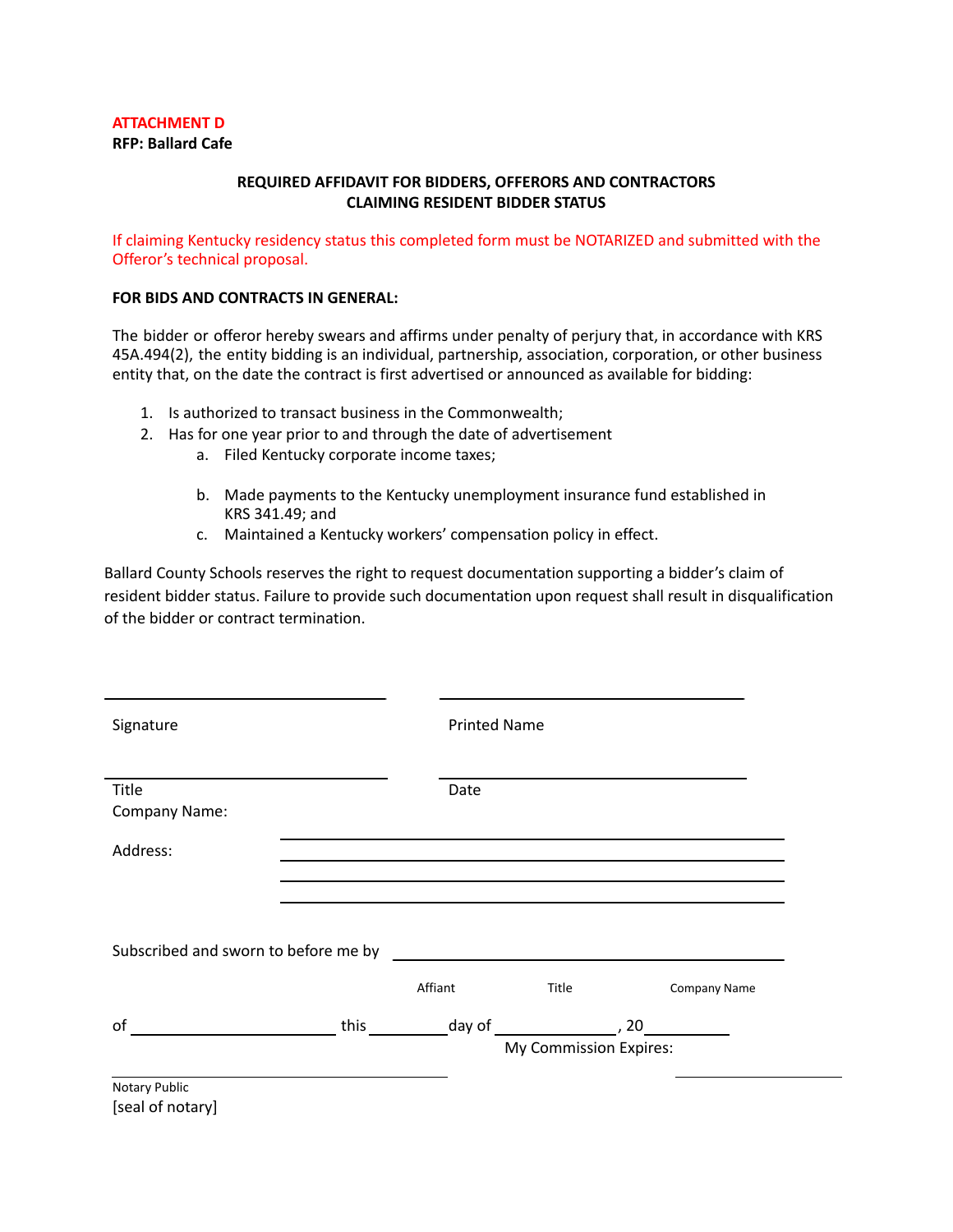**ATTACHMENT D**
**RFP: Ballard Cafe**

**REQUIRED AFFIDAVIT FOR BIDDERS, OFFERORS AND CONTRACTORS CLAIMING RESIDENT BIDDER STATUS**

If claiming Kentucky residency status this completed form must be NOTARIZED and submitted with the Offeror's technical proposal.

**FOR BIDS AND CONTRACTS IN GENERAL:**

The bidder or offeror hereby swears and affirms under penalty of perjury that, in accordance with KRS 45A.494(2), the entity bidding is an individual, partnership, association, corporation, or other business entity that, on the date the contract is first advertised or announced as available for bidding:

1. Is authorized to transact business in the Commonwealth;
2. Has for one year prior to and through the date of advertisement
   a. Filed Kentucky corporate income taxes;
   b. Made payments to the Kentucky unemployment insurance fund established in KRS 341.49; and
   c. Maintained a Kentucky workers' compensation policy in effect.

Ballard County Schools reserves the right to request documentation supporting a bidder's claim of resident bidder status. Failure to provide such documentation upon request shall result in disqualification of the bidder or contract termination.

______________________________ ______________________________
Signature Printed Name

______________________________ ______________________________
Title Date

Company Name:

Address: ______________________________
______________________________
______________________________
______________________________

Subscribed and sworn to before me by ______________________________
Affiant Title Company Name

of ____________________ this ________ day of ____________, 20________

My Commission Expires: ____________

______________________________
Notary Public
[seal of notary]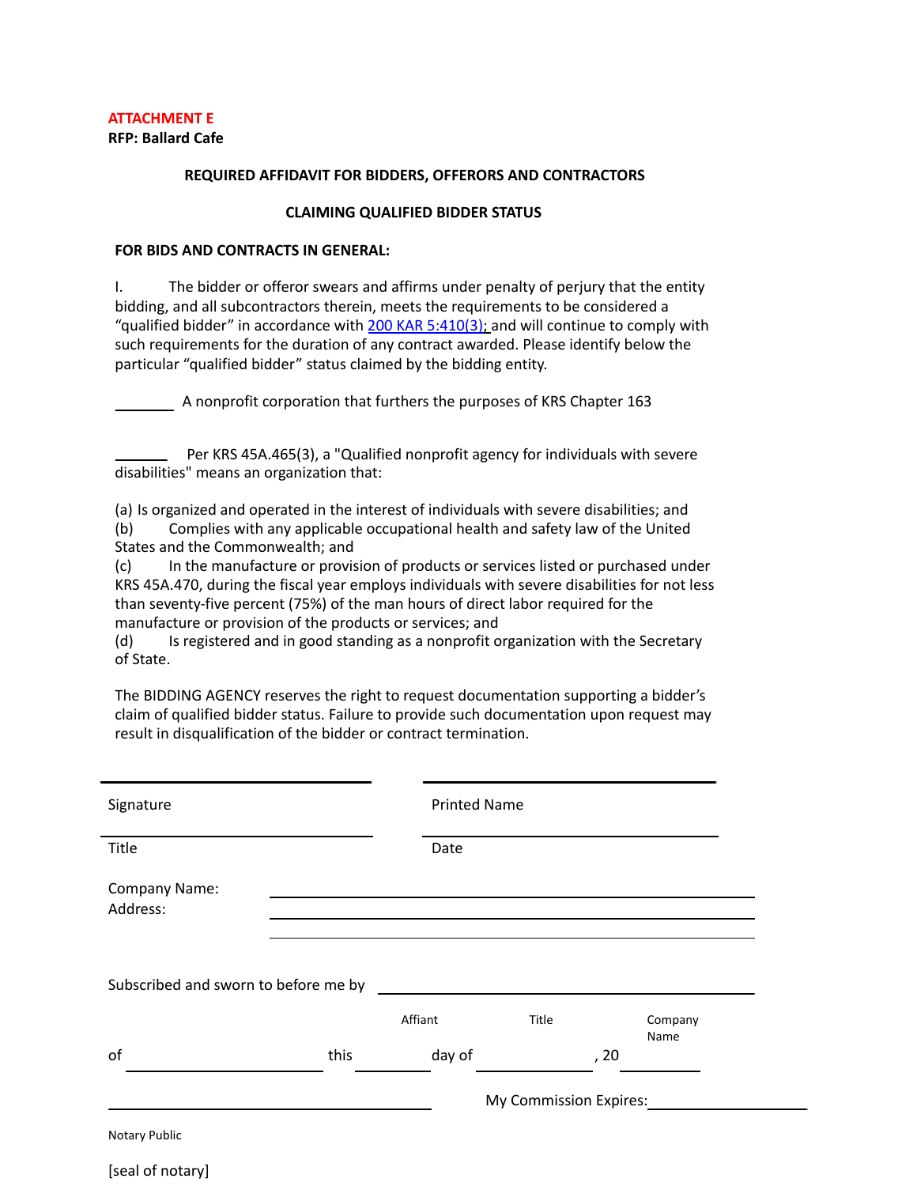**ATTACHMENT E**

**RFP: Ballard Cafe**

**REQUIRED AFFIDAVIT FOR BIDDERS, OFFERORS AND CONTRACTORS**

**CLAIMING QUALIFIED BIDDER STATUS**

**FOR BIDS AND CONTRACTS IN GENERAL:**

I. The bidder or offeror swears and affirms under penalty of perjury that the entity bidding, and all subcontractors therein, meets the requirements to be considered a "qualified bidder" in accordance with 200 KAR 5:410(3); and will continue to comply with such requirements for the duration of any contract awarded. Please identify below the particular "qualified bidder" status claimed by the bidding entity.

________ A nonprofit corporation that furthers the purposes of KRS Chapter 163

_______ Per KRS 45A.465(3), a "Qualified nonprofit agency for individuals with severe disabilities" means an organization that:

(a) Is organized and operated in the interest of individuals with severe disabilities; and

(b) Complies with any applicable occupational health and safety law of the United States and the Commonwealth; and

(c) In the manufacture or provision of products or services listed or purchased under KRS 45A.470, during the fiscal year employs individuals with severe disabilities for not less than seventy-five percent (75%) of the man hours of direct labor required for the manufacture or provision of the products or services; and

(d) Is registered and in good standing as a nonprofit organization with the Secretary of State.

The BIDDING AGENCY reserves the right to request documentation supporting a bidder's claim of qualified bidder status. Failure to provide such documentation upon request may result in disqualification of the bidder or contract termination.

______________________________ ______________________________

Signature Printed Name

______________________________ ______________________________

Title Date

Company Name: ______________________________

Address: ______________________________

______________________________

Subscribed and sworn to before me by ______________________________

Affiant Title Company Name

of ______________ this ________ day of ______________, 20 ________

______________________________ My Commission Expires: ______________

Notary Public

[seal of notary]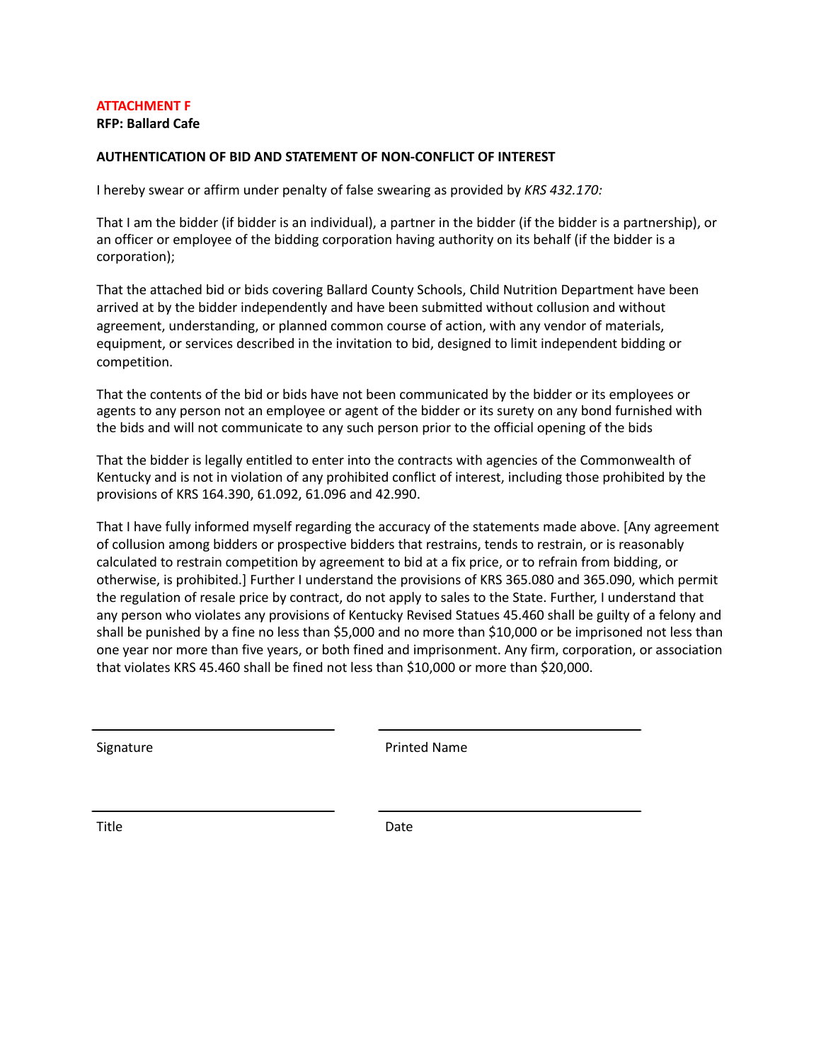**ATTACHMENT F**

**RFP: Ballard Cafe**

**AUTHENTICATION OF BID AND STATEMENT OF NON-CONFLICT OF INTEREST**

I hereby swear or affirm under penalty of false swearing as provided by *KRS 432.170:*

That I am the bidder (if bidder is an individual), a partner in the bidder (if the bidder is a partnership), or an officer or employee of the bidding corporation having authority on its behalf (if the bidder is a corporation);

That the attached bid or bids covering Ballard County Schools, Child Nutrition Department have been arrived at by the bidder independently and have been submitted without collusion and without agreement, understanding, or planned common course of action, with any vendor of materials, equipment, or services described in the invitation to bid, designed to limit independent bidding or competition.

That the contents of the bid or bids have not been communicated by the bidder or its employees or agents to any person not an employee or agent of the bidder or its surety on any bond furnished with the bids and will not communicate to any such person prior to the official opening of the bids

That the bidder is legally entitled to enter into the contracts with agencies of the Commonwealth of Kentucky and is not in violation of any prohibited conflict of interest, including those prohibited by the provisions of KRS 164.390, 61.092, 61.096 and 42.990.

That I have fully informed myself regarding the accuracy of the statements made above. [Any agreement of collusion among bidders or prospective bidders that restrains, tends to restrain, or is reasonably calculated to restrain competition by agreement to bid at a fix price, or to refrain from bidding, or otherwise, is prohibited.] Further I understand the provisions of KRS 365.080 and 365.090, which permit the regulation of resale price by contract, do not apply to sales to the State. Further, I understand that any person who violates any provisions of Kentucky Revised Statues 45.460 shall be guilty of a felony and shall be punished by a fine no less than $5,000 and no more than $10,000 or be imprisoned not less than one year nor more than five years, or both fined and imprisonment. Any firm, corporation, or association that violates KRS 45.460 shall be fined not less than $10,000 or more than $20,000.

| ______________________________ | ______________________________ |
| --- | --- |
| Signature | Printed Name |
| ______________________________ | ______________________________ |
| Title | Date |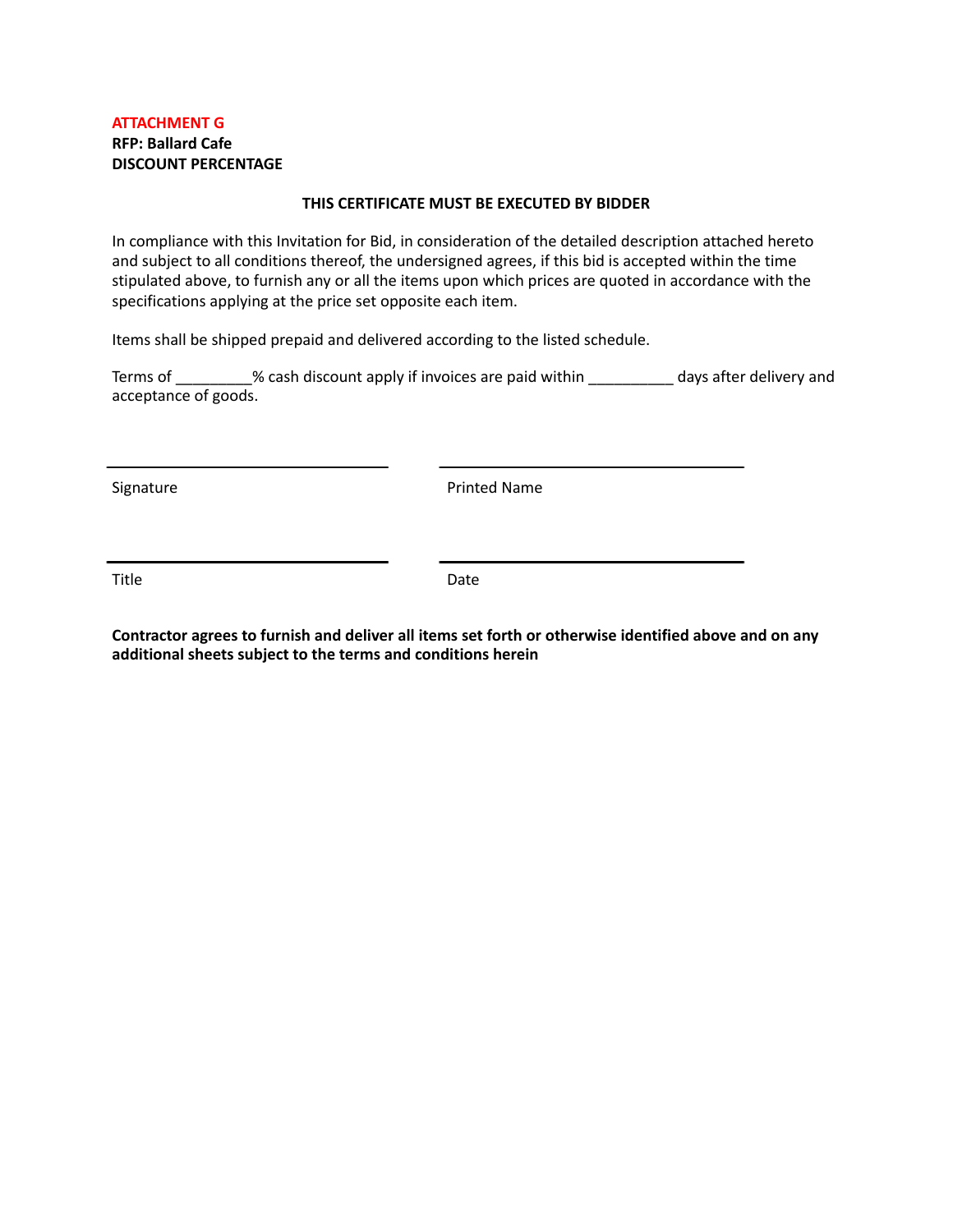**ATTACHMENT G**
**RFP: Ballard Cafe**
**DISCOUNT PERCENTAGE**

**THIS CERTIFICATE MUST BE EXECUTED BY BIDDER**

In compliance with this Invitation for Bid, in consideration of the detailed description attached hereto and subject to all conditions thereof, the undersigned agrees, if this bid is accepted within the time stipulated above, to furnish any or all the items upon which prices are quoted in accordance with the specifications applying at the price set opposite each item.

Items shall be shipped prepaid and delivered according to the listed schedule.

Terms of _________% cash discount apply if invoices are paid within __________ days after delivery and acceptance of goods.

| ______________________________ | ______________________________ |
|---|---|
| Signature | Printed Name |
| ______________________________ | ______________________________ |
| Title | Date |

**Contractor agrees to furnish and deliver all items set forth or otherwise identified above and on any additional sheets subject to the terms and conditions herein**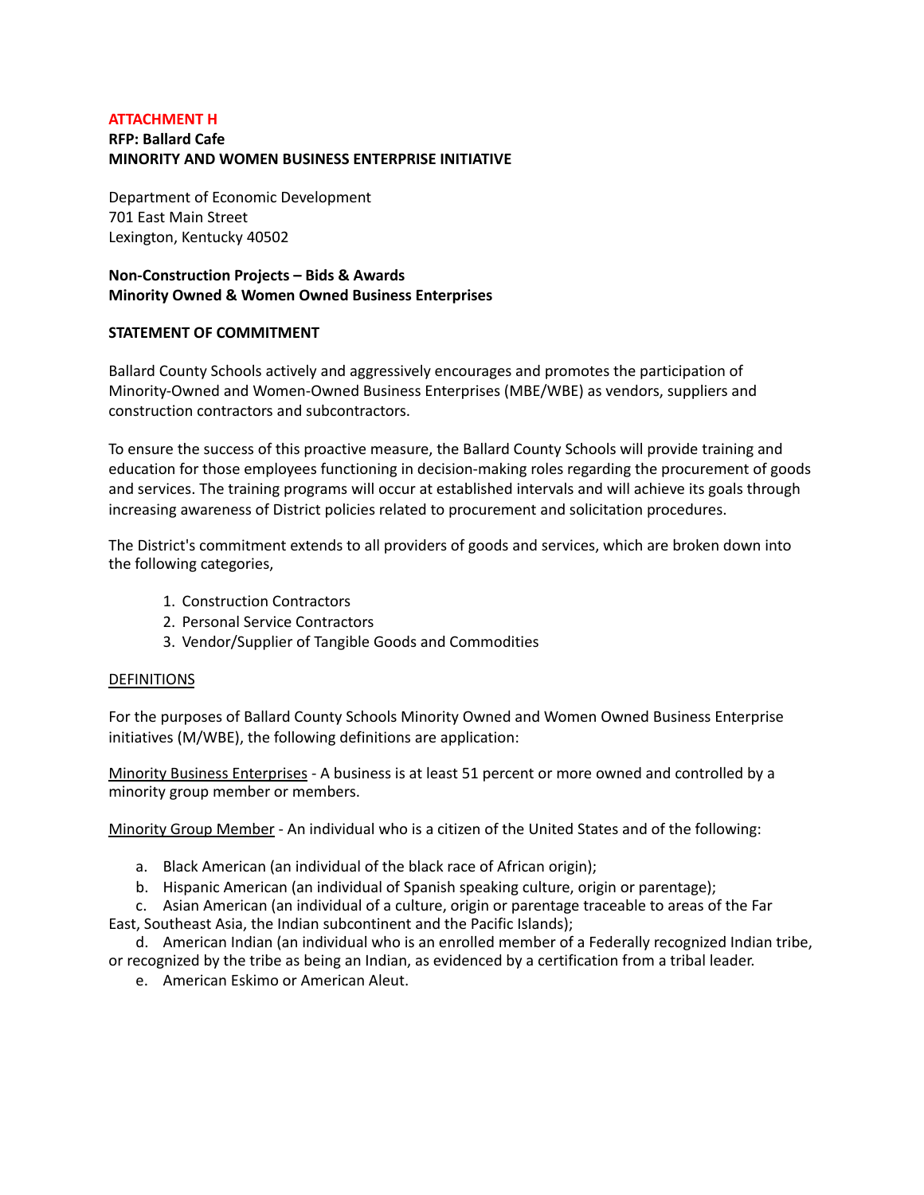**ATTACHMENT H**
**RFP: Ballard Cafe**
**MINORITY AND WOMEN BUSINESS ENTERPRISE INITIATIVE**

Department of Economic Development
701 East Main Street
Lexington, Kentucky 40502

**Non-Construction Projects – Bids & Awards**
**Minority Owned & Women Owned Business Enterprises**

**STATEMENT OF COMMITMENT**

Ballard County Schools actively and aggressively encourages and promotes the participation of Minority-Owned and Women-Owned Business Enterprises (MBE/WBE) as vendors, suppliers and construction contractors and subcontractors.

To ensure the success of this proactive measure, the Ballard County Schools will provide training and education for those employees functioning in decision-making roles regarding the procurement of goods and services. The training programs will occur at established intervals and will achieve its goals through increasing awareness of District policies related to procurement and solicitation procedures.

The District's commitment extends to all providers of goods and services, which are broken down into the following categories,

1. Construction Contractors
2. Personal Service Contractors
3. Vendor/Supplier of Tangible Goods and Commodities

<u>DEFINITIONS</u>

For the purposes of Ballard County Schools Minority Owned and Women Owned Business Enterprise initiatives (M/WBE), the following definitions are application:

<u>Minority Business Enterprises</u> - A business is at least 51 percent or more owned and controlled by a minority group member or members.

<u>Minority Group Member</u> - An individual who is a citizen of the United States and of the following:

a. Black American (an individual of the black race of African origin);
b. Hispanic American (an individual of Spanish speaking culture, origin or parentage);
c. Asian American (an individual of a culture, origin or parentage traceable to areas of the Far East, Southeast Asia, the Indian subcontinent and the Pacific Islands);
d. American Indian (an individual who is an enrolled member of a Federally recognized Indian tribe, or recognized by the tribe as being an Indian, as evidenced by a certification from a tribal leader.
e. American Eskimo or American Aleut.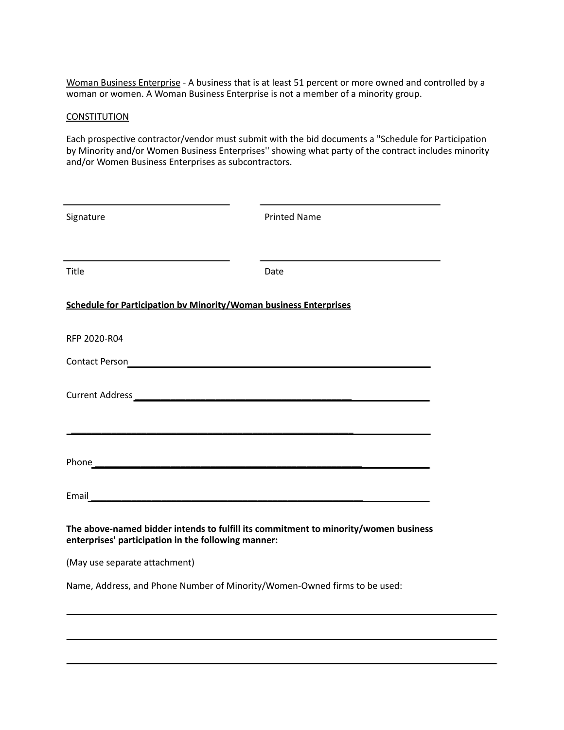Woman Business Enterprise - A business that is at least 51 percent or more owned and controlled by a woman or women. A Woman Business Enterprise is not a member of a minority group.

CONSTITUTION

Each prospective contractor/vendor must submit with the bid documents a "Schedule for Participation by Minority and/or Women Business Enterprises'' showing what party of the contract includes minority and/or Women Business Enterprises as subcontractors.

| ______________________________ | ______________________________ |
|---|---|
| Signature | Printed Name |
| ______________________________ | ______________________________ |
| Title | Date |

**Schedule for Participation bv Minority/Woman business Enterprises**

RFP 2020-R04

Contact Person______________________________________________________

Current Address ____________________________________________________

____________________________________________________________________

Phone_______________________________________________________________

Email_______________________________________________________________

**The above-named bidder intends to fulfill its commitment to minority/women business enterprises' participation in the following manner:**

(May use separate attachment)

Name, Address, and Phone Number of Minority/Women-Owned firms to be used:

____________________________________________________________________

____________________________________________________________________

____________________________________________________________________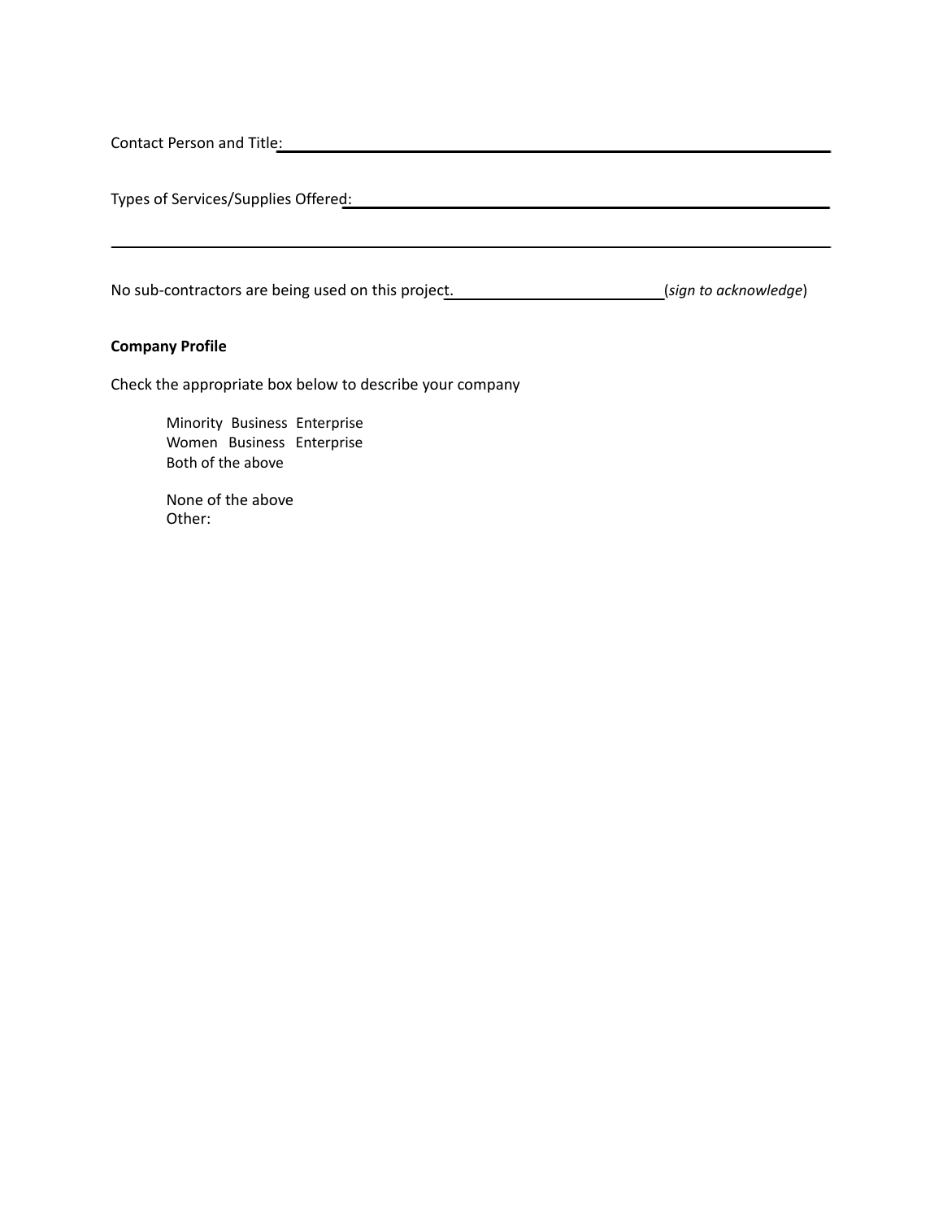Contact Person and Title:\_\_\_\_\_\_\_\_\_\_\_\_\_\_\_\_\_\_\_\_\_\_\_\_\_\_\_\_\_\_\_\_\_\_\_\_\_\_\_\_\_\_\_\_\_\_\_\_\_\_\_\_\_\_\_\_\_\_\_\_

Types of Services/Supplies Offered:\_\_\_\_\_\_\_\_\_\_\_\_\_\_\_\_\_\_\_\_\_\_\_\_\_\_\_\_\_\_\_\_\_\_\_\_\_\_\_\_\_\_\_\_\_\_\_\_\_\_

\_\_\_\_\_\_\_\_\_\_\_\_\_\_\_\_\_\_\_\_\_\_\_\_\_\_\_\_\_\_\_\_\_\_\_\_\_\_\_\_\_\_\_\_\_\_\_\_\_\_\_\_\_\_\_\_\_\_\_\_\_\_\_\_\_\_\_\_\_\_\_\_\_\_\_\_\_\_

No sub-contractors are being used on this project.\_\_\_\_\_\_\_\_\_\_\_\_\_\_\_\_\_\_\_\_\_\_\_\_\_(*sign to acknowledge*)

**Company Profile**

Check the appropriate box below to describe your company

- Minority Business Enterprise
- Women Business Enterprise
- Both of the above

- None of the above
- Other: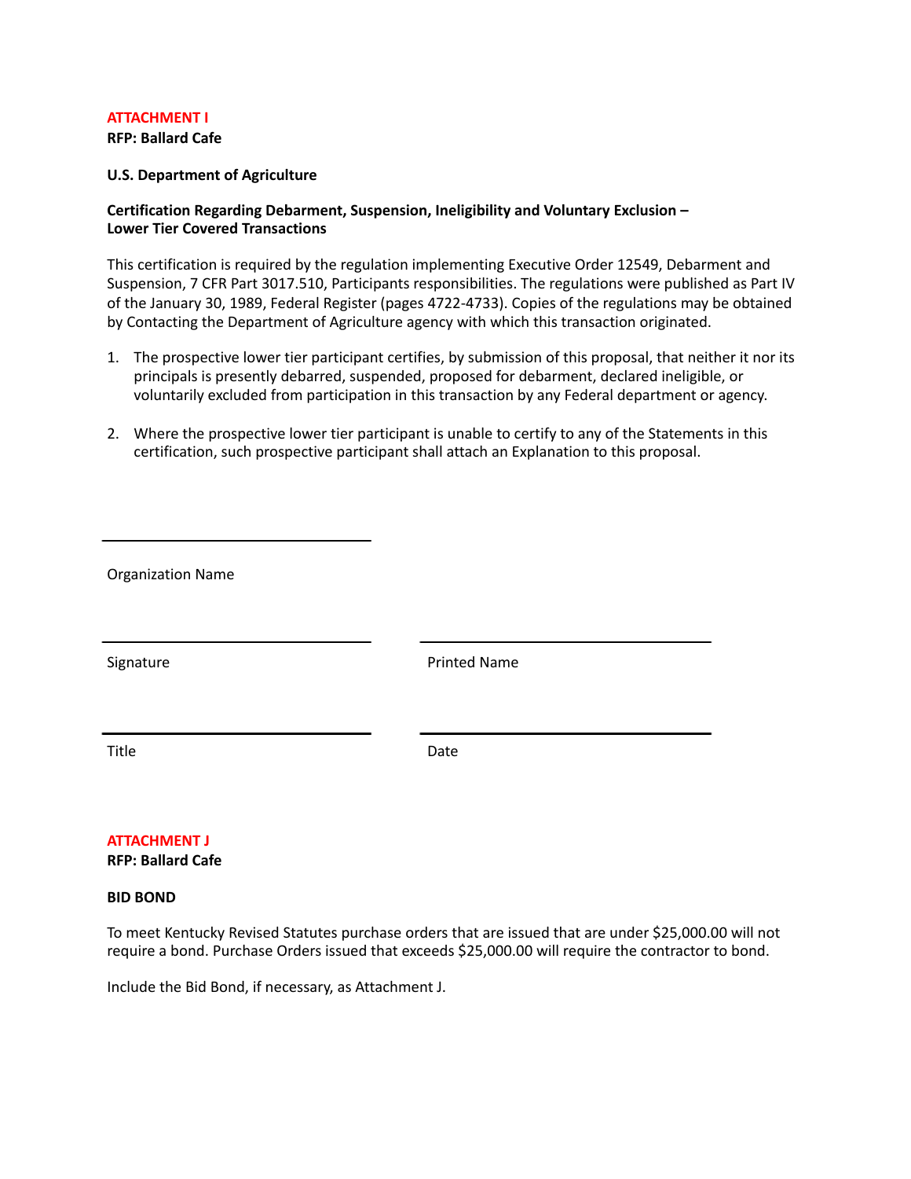**ATTACHMENT I**
**RFP: Ballard Cafe**

**U.S. Department of Agriculture**

**Certification Regarding Debarment, Suspension, Ineligibility and Voluntary Exclusion – Lower Tier Covered Transactions**

This certification is required by the regulation implementing Executive Order 12549, Debarment and Suspension, 7 CFR Part 3017.510, Participants responsibilities. The regulations were published as Part IV of the January 30, 1989, Federal Register (pages 4722-4733). Copies of the regulations may be obtained by Contacting the Department of Agriculture agency with which this transaction originated.

1. The prospective lower tier participant certifies, by submission of this proposal, that neither it nor its principals is presently debarred, suspended, proposed for debarment, declared ineligible, or voluntarily excluded from participation in this transaction by any Federal department or agency.

2. Where the prospective lower tier participant is unable to certify to any of the Statements in this certification, such prospective participant shall attach an Explanation to this proposal.

\_\_\_\_\_\_\_\_\_\_\_\_\_\_\_\_\_\_\_\_\_\_\_\_\_\_\_\_\_\_

Organization Name

\_\_\_\_\_\_\_\_\_\_\_\_\_\_\_\_\_\_\_\_\_\_\_\_\_\_\_\_\_\_ \_\_\_\_\_\_\_\_\_\_\_\_\_\_\_\_\_\_\_\_\_\_\_\_\_\_\_\_\_\_

Signature Printed Name

\_\_\_\_\_\_\_\_\_\_\_\_\_\_\_\_\_\_\_\_\_\_\_\_\_\_\_\_\_\_ \_\_\_\_\_\_\_\_\_\_\_\_\_\_\_\_\_\_\_\_\_\_\_\_\_\_\_\_\_\_

Title Date

**ATTACHMENT J**
**RFP: Ballard Cafe**

**BID BOND**

To meet Kentucky Revised Statutes purchase orders that are issued that are under $25,000.00 will not require a bond. Purchase Orders issued that exceeds $25,000.00 will require the contractor to bond.

Include the Bid Bond, if necessary, as Attachment J.